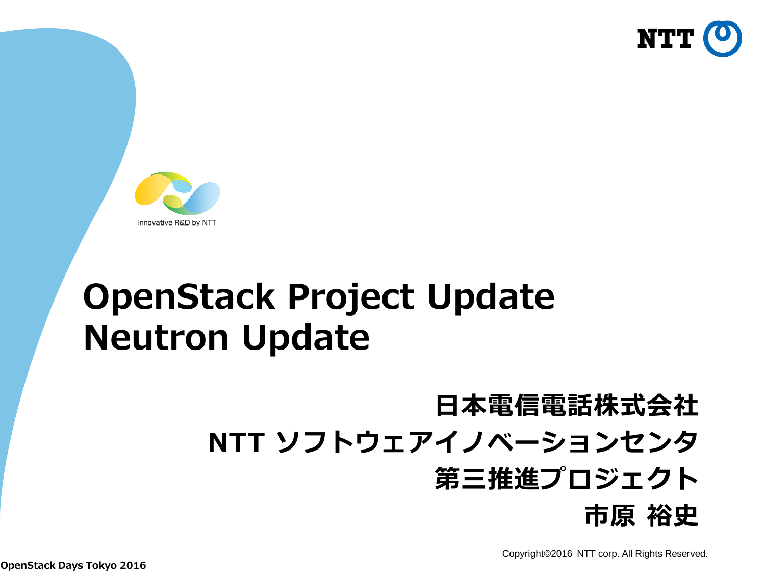# OpenStack Project Update
# Neutron Update

日本電信電話株式会社
NTT ソフトウェアイノベーションセンタ
第三推進プロジェクト
市原 裕史

Innovative R&D by NTT

Copyright©2016 NTT corp. All Rights Reserved.

OpenStack Days Tokyo 2016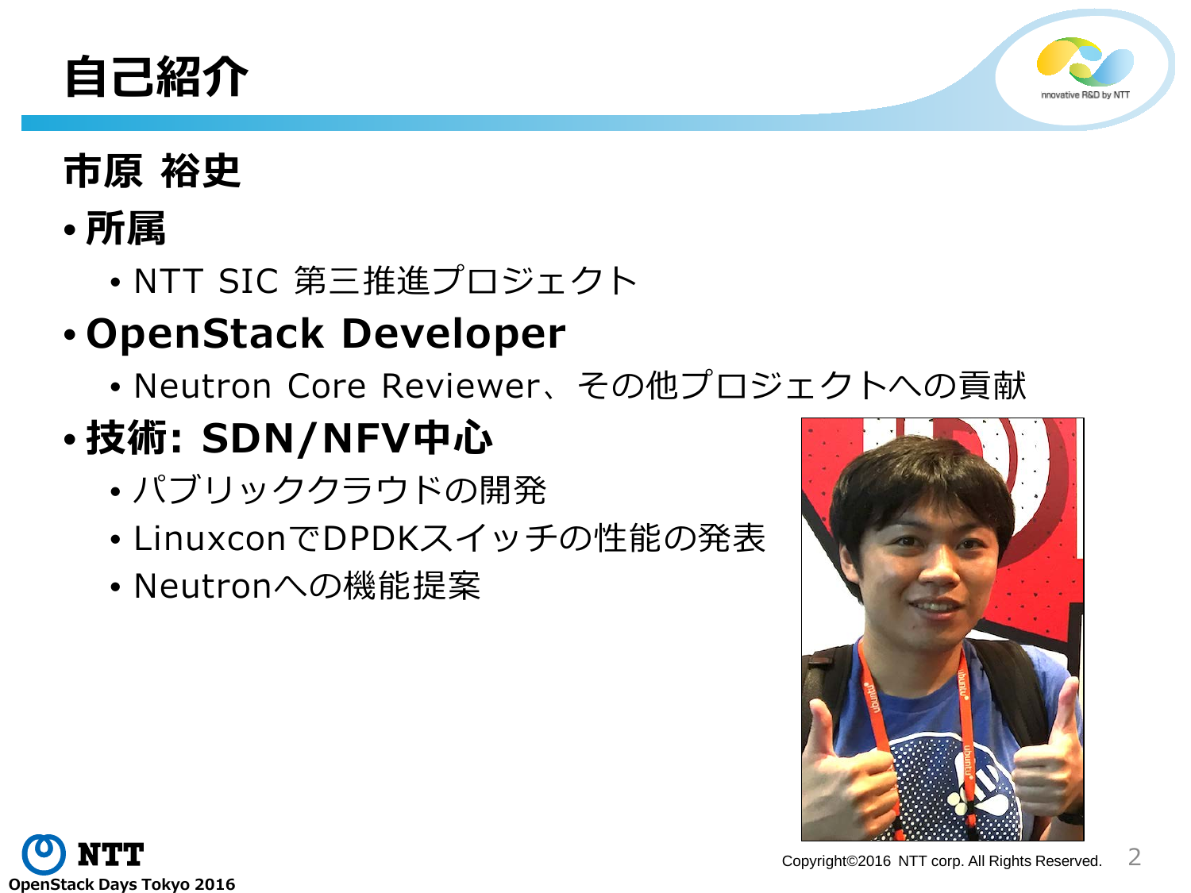# 自己紹介

**市原 裕史**

- **所属**
  - NTT SIC 第三推進プロジェクト
- **OpenStack Developer**
  - Neutron Core Reviewer、その他プロジェクトへの貢献
- **技術: SDN/NFV中心**
  - パブリッククラウドの開発
  - LinuxconでDPDKスイッチの性能の発表
  - Neutronへの機能提案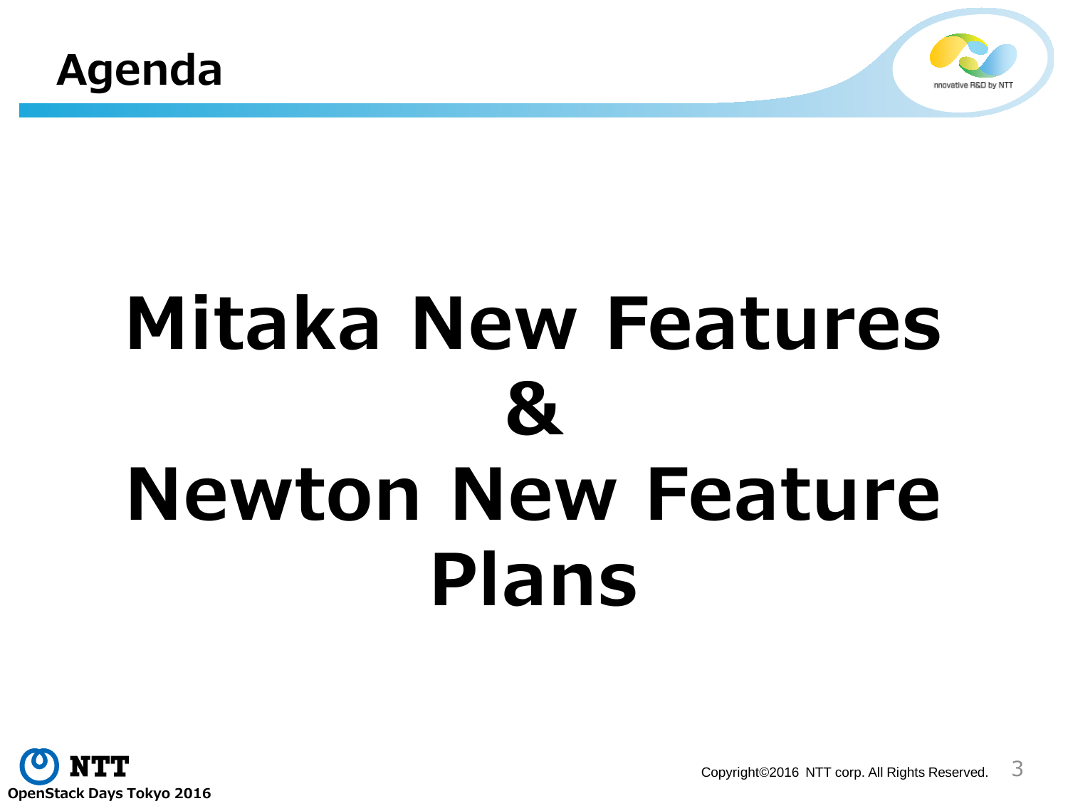# Agenda

# Mitaka New Features & Newton New Feature Plans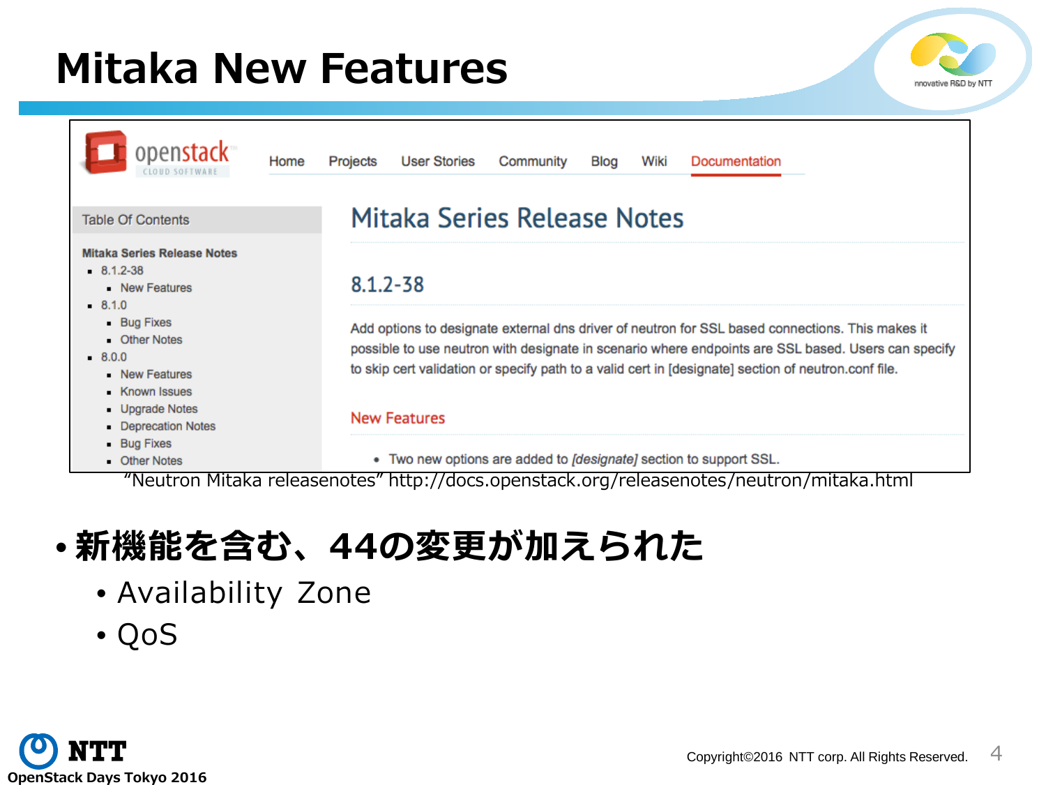# Mitaka New Features

Table Of Contents

**Mitaka Series Release Notes**

- 8.1.2-38
  - New Features
- 8.1.0
  - Bug Fixes
  - Other Notes
- 8.0.0
  - New Features
  - Known Issues
  - Upgrade Notes
  - Deprecation Notes
  - Bug Fixes
  - Other Notes

## Mitaka Series Release Notes

### 8.1.2-38

Add options to designate external dns driver of neutron for SSL based connections. This makes it possible to use neutron with designate in scenario where endpoints are SSL based. Users can specify to skip cert validation or specify path to a valid cert in [designate] section of neutron.conf file.

#### New Features

- Two new options are added to *[designate]* section to support SSL.

"Neutron Mitaka releasenotes" http://docs.openstack.org/releasenotes/neutron/mitaka.html

- **新機能を含む、44の変更が加えられた**
  - Availability Zone
  - QoS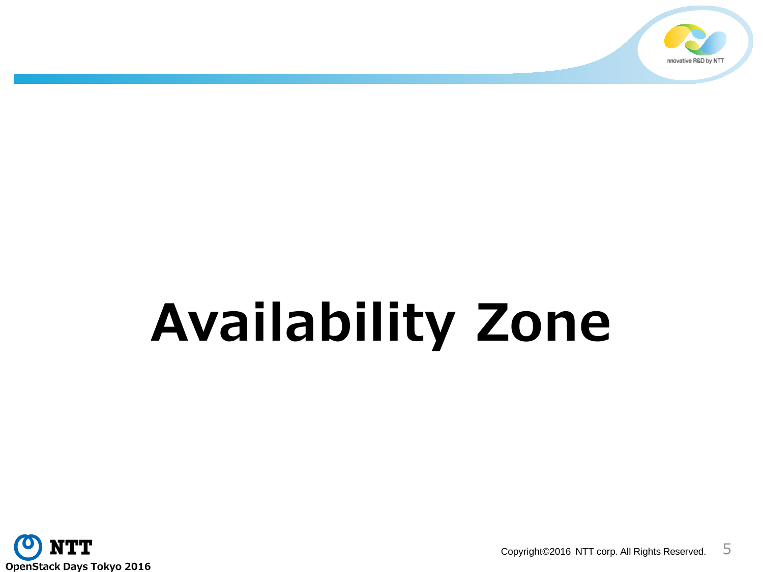# Availability Zone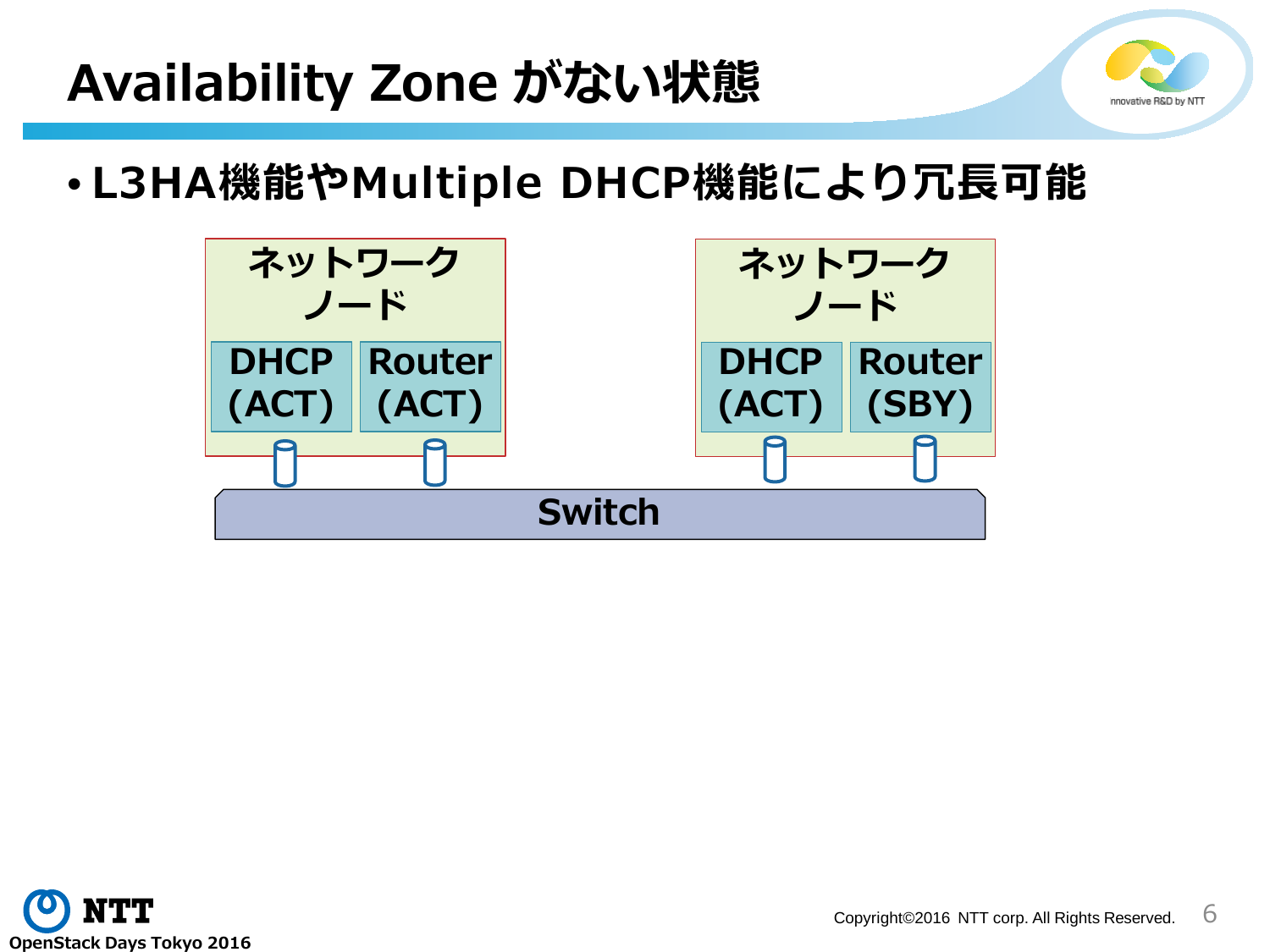# Availability Zone がない状態

- L3HA機能やMultiple DHCP機能により冗長可能

ネットワークノード

DHCP (ACT) Router (ACT)

ネットワークノード

DHCP (ACT) Router (SBY)

Switch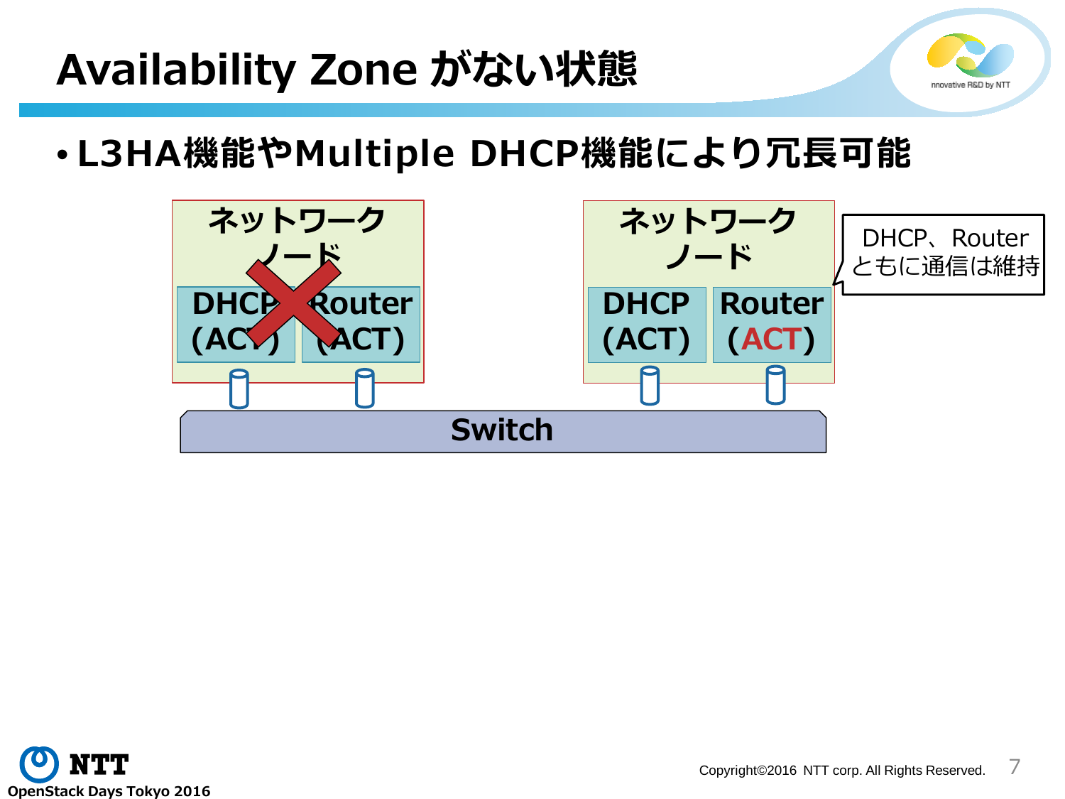# Availability Zone がない状態

- L3HA機能やMultiple DHCP機能により冗長可能

ネットワークノード

DHCP (ACT)

Router (ACT)

ネットワークノード

DHCP (ACT)

Router (ACT)

DHCP、Router ともに通信は維持

Switch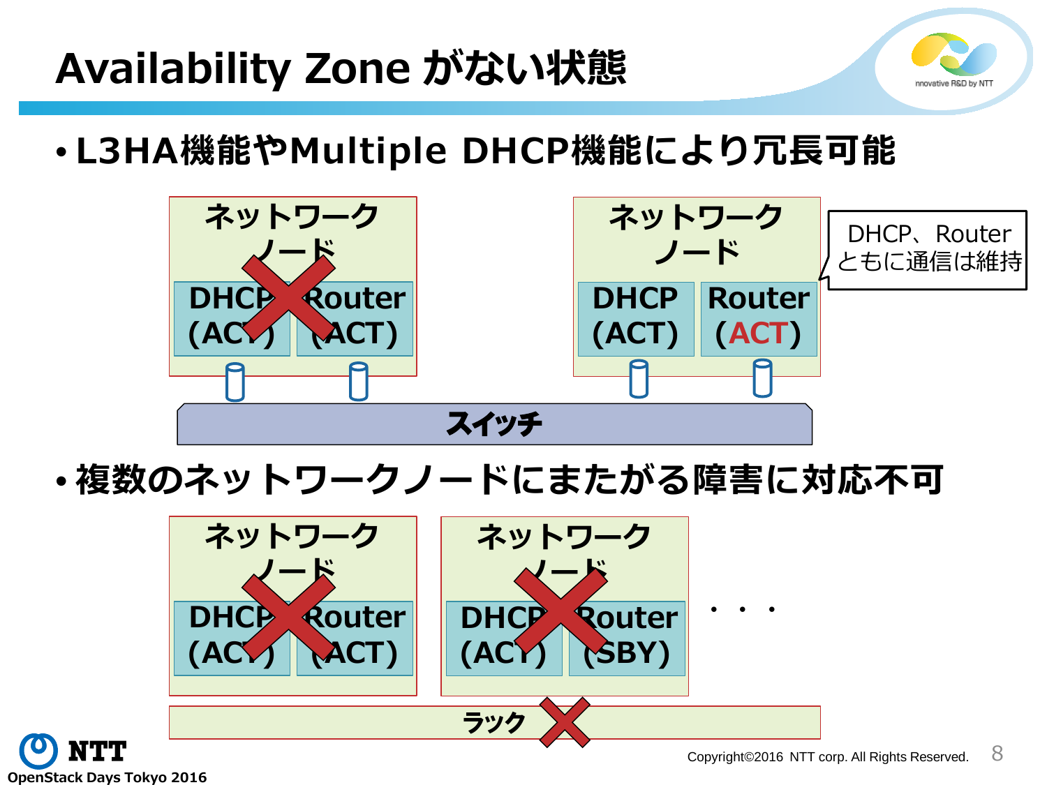# Availability Zone がない状態

- L3HA機能やMultiple DHCP機能により冗長可能

ネットワークノード
DHCP (ACT) Router (ACT)

ネットワークノード
DHCP (ACT) Router (ACT)

DHCP、Router ともに通信は維持

スイッチ

- 複数のネットワークノードにまたがる障害に対応不可

ネットワークノード
DHCP (ACT) Router (ACT)

ネットワークノード
DHCP (ACT) Router (SBY)

・・・

ラック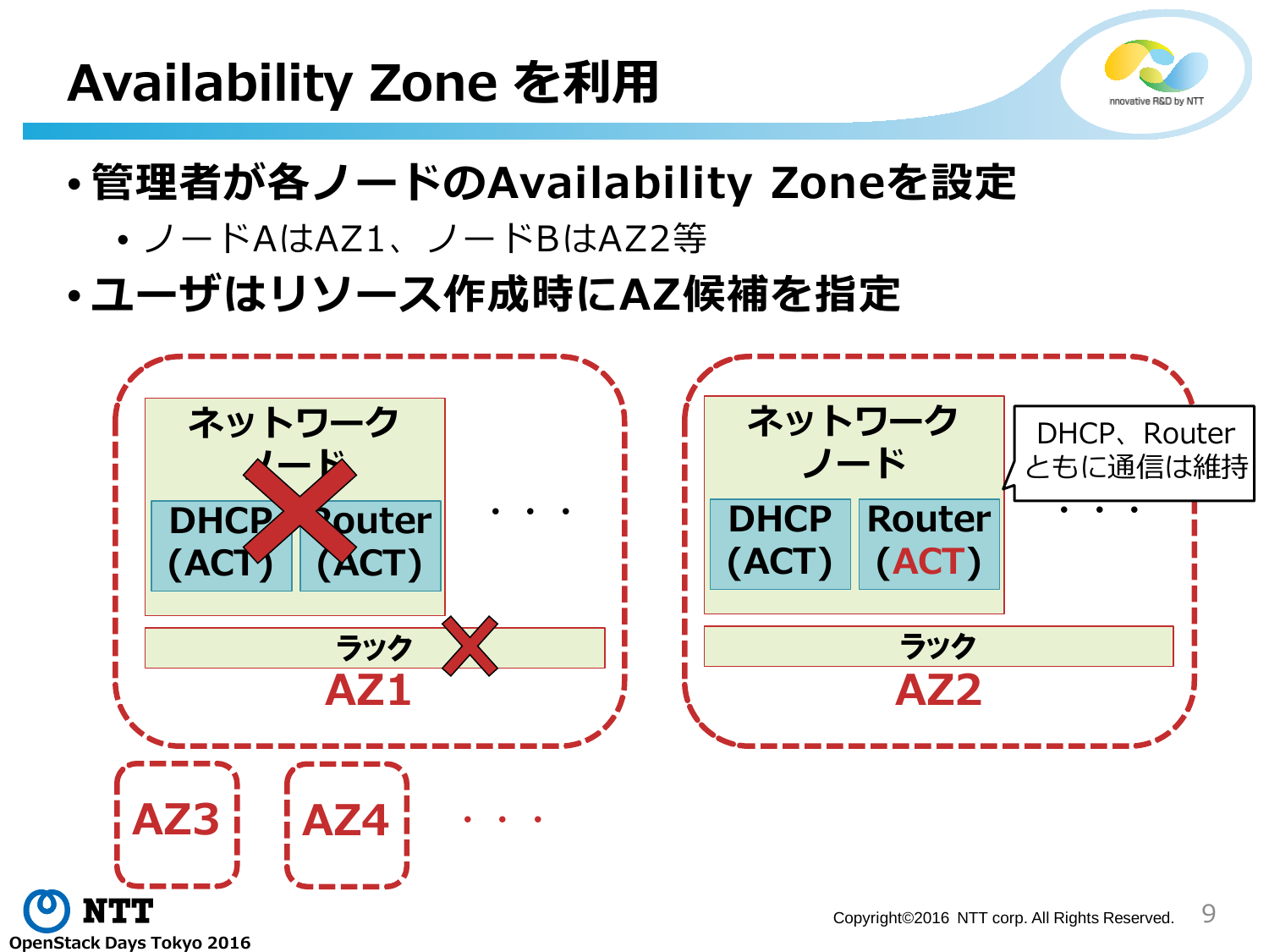# Availability Zone を利用

- **管理者が各ノードのAvailability Zoneを設定**
  - ノードAはAZ1、ノードBはAZ2等
- **ユーザはリソース作成時にAZ候補を指定**

AZ1

ネットワークノード

DHCP (ACT)

Router (ACT)

・・・

ラック

AZ2

ネットワークノード

DHCP (ACT)

Router (ACT)

DHCP、Router ともに通信は維持

・・・

ラック

AZ3

AZ4

・・・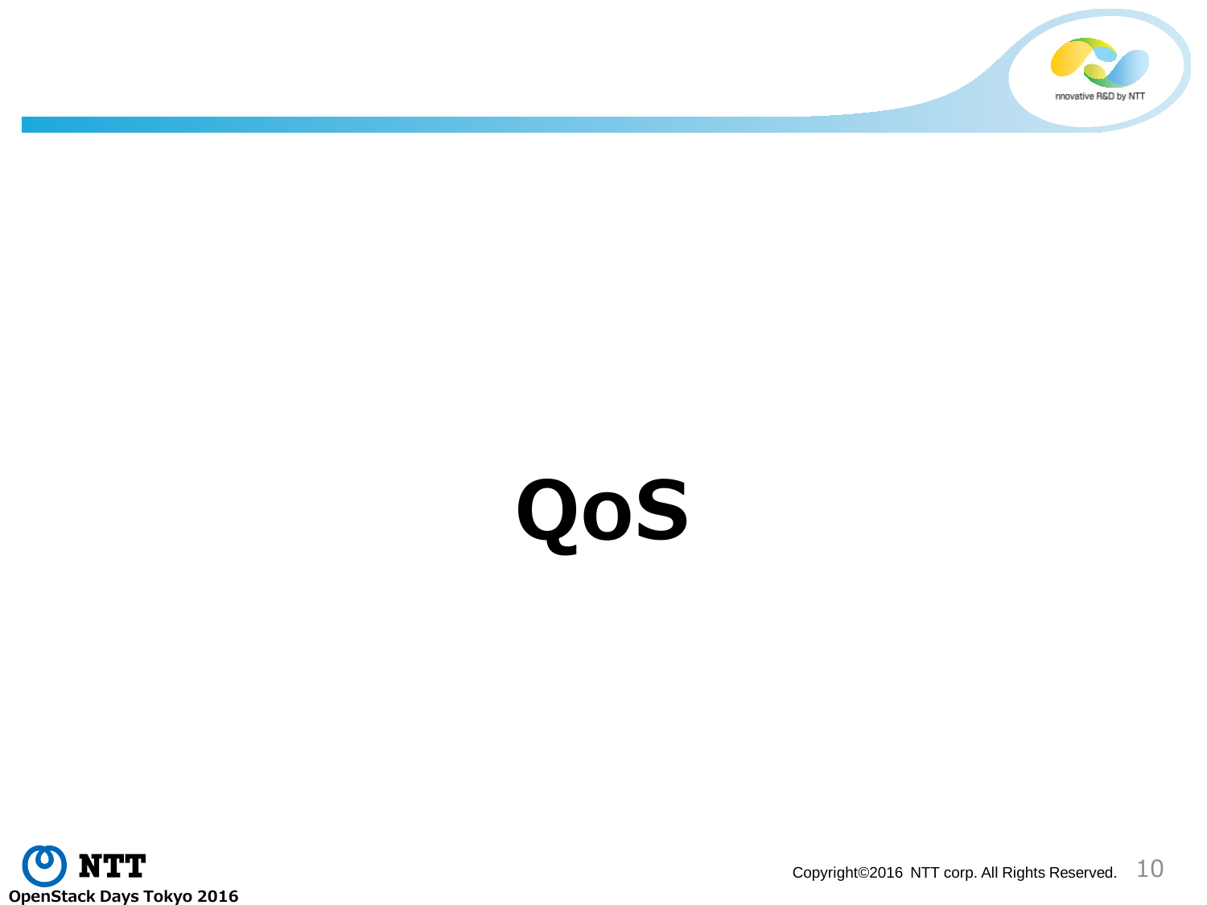# QoS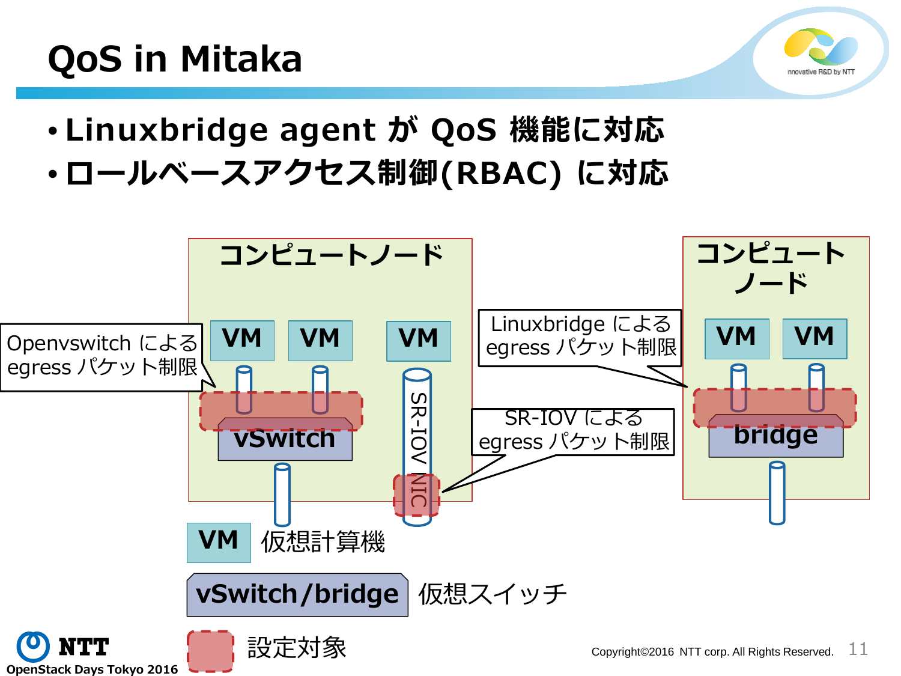# QoS in Mitaka

- **Linuxbridge agent が QoS 機能に対応**
- **ロールベースアクセス制御(RBAC) に対応**

コンピュートノード

Openvswitch による egress パケット制限

VM VM VM

vSwitch

SR-IOV NIC

SR-IOV による egress パケット制限

Linuxbridge による egress パケット制限

コンピュートノード

VM VM

bridge

VM 仮想計算機

vSwitch/bridge 仮想スイッチ

設定対象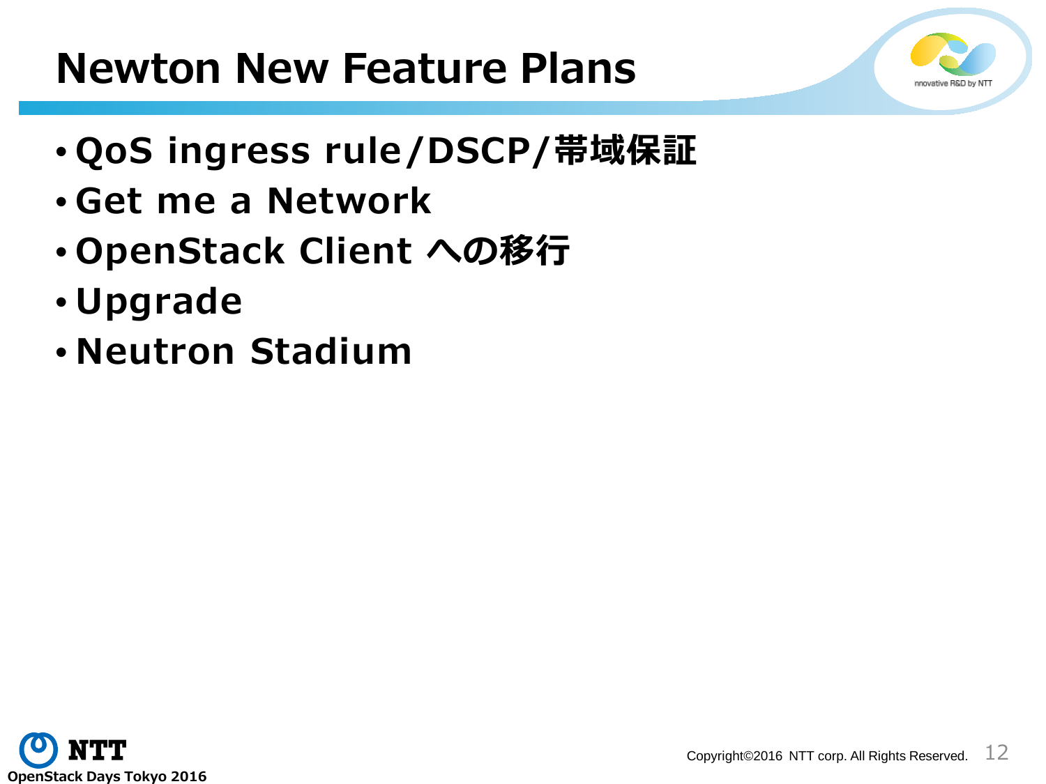# Newton New Feature Plans

- QoS ingress rule/DSCP/帯域保証
- Get me a Network
- OpenStack Client への移行
- Upgrade
- Neutron Stadium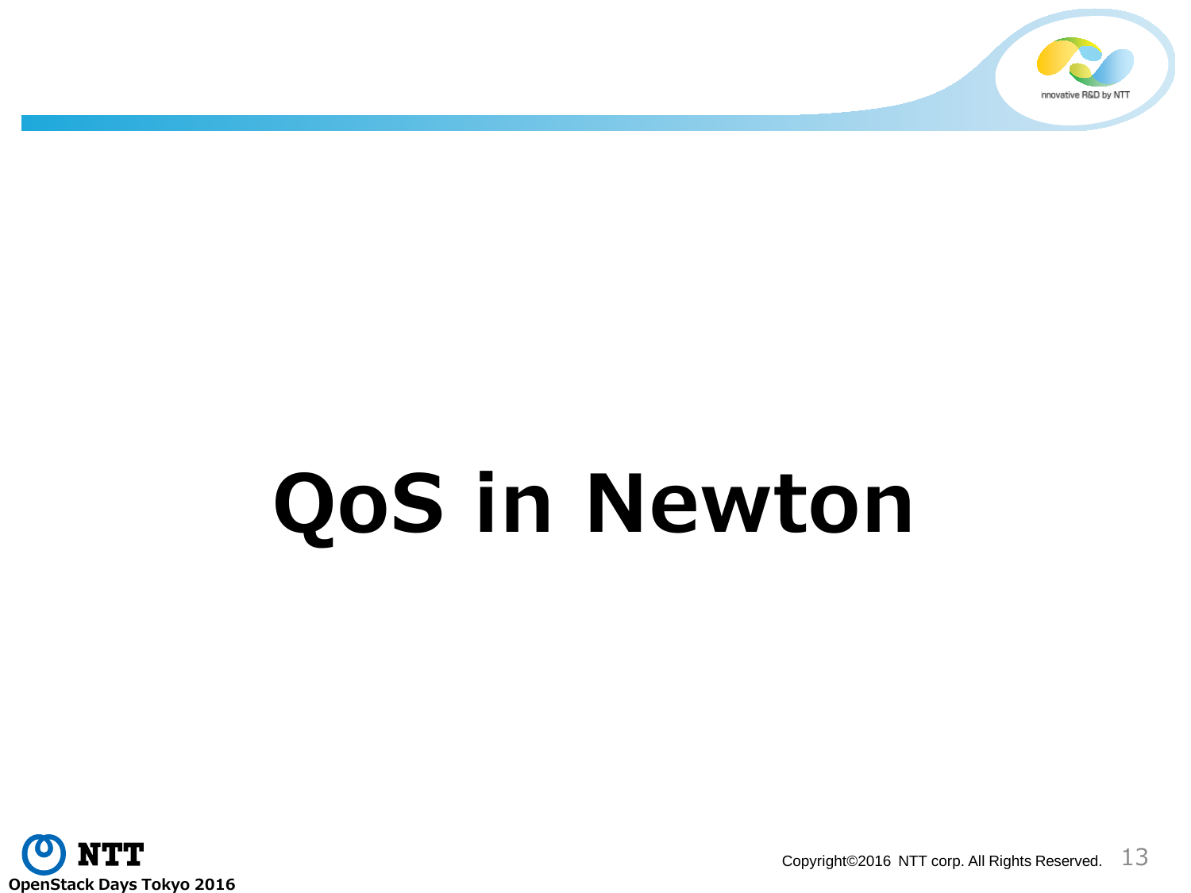# QoS in Newton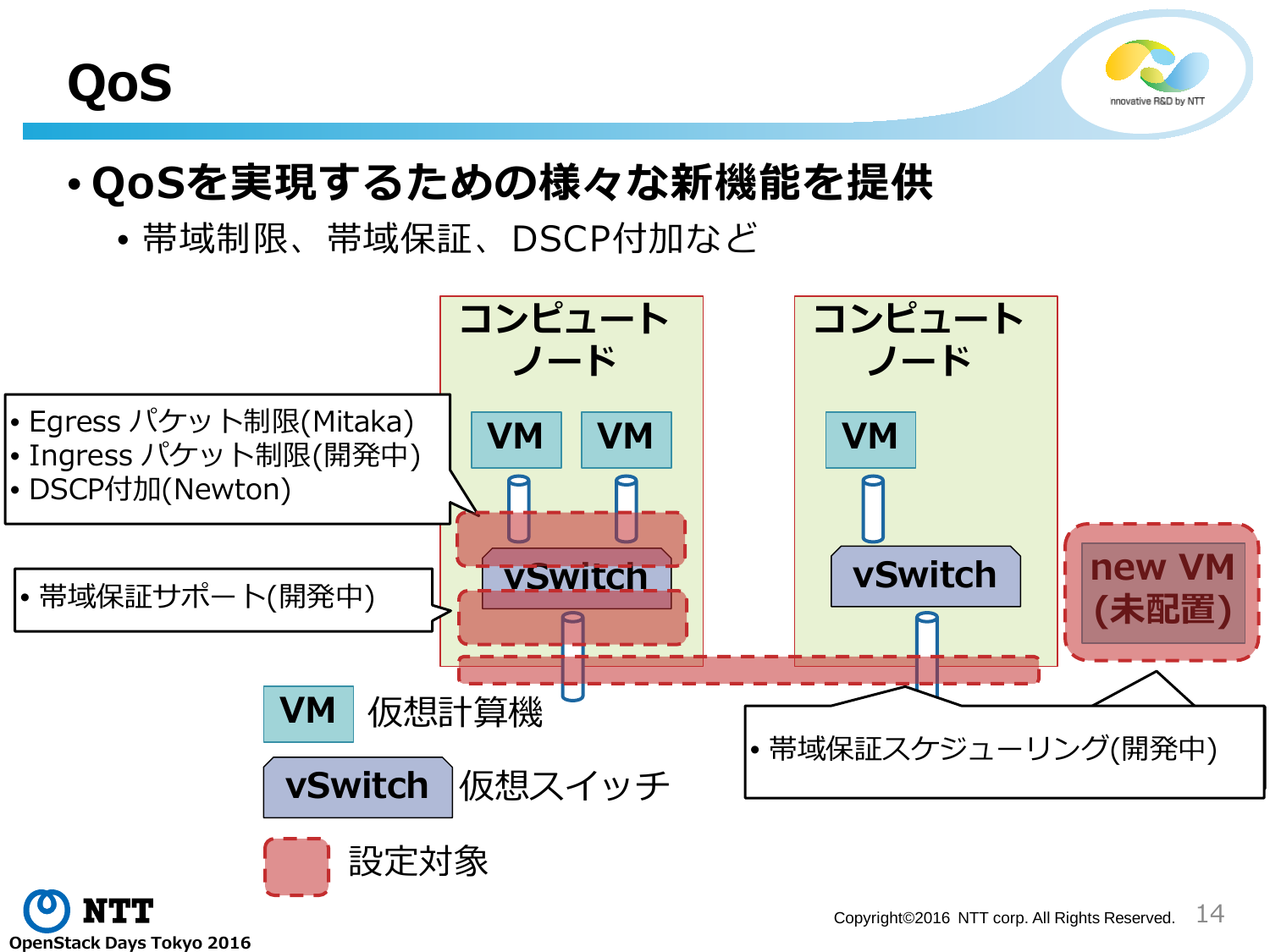# QoS

- **QoSを実現するための様々な新機能を提供**
  - 帯域制限、帯域保証、DSCP付加など

コンピュートノード

VM　VM

vSwitch

コンピュートノード

VM

vSwitch

new VM (未配置)

- Egress パケット制限(Mitaka)
- Ingress パケット制限(開発中)
- DSCP付加(Newton)

- 帯域保証サポート(開発中)

- 帯域保証スケジューリング(開発中)

VM　仮想計算機

vSwitch　仮想スイッチ

設定対象

OpenStack Days Tokyo 2016

Copyright©2016 NTT corp. All Rights Reserved.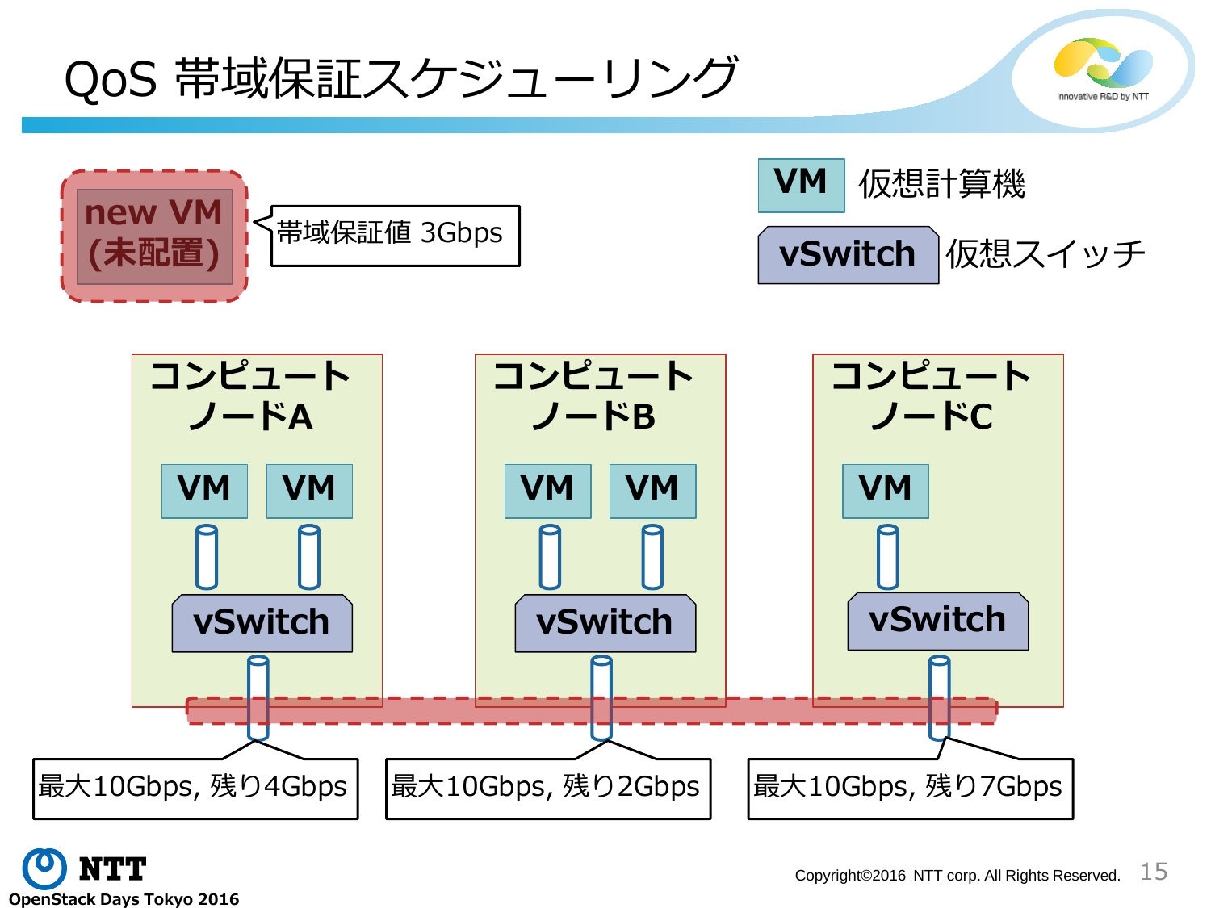# QoS 帯域保証スケジューリング

new VM (未配置)

帯域保証値 3Gbps

VM 仮想計算機

vSwitch 仮想スイッチ

コンピュートノードA

VM VM

vSwitch

コンピュートノードB

VM VM

vSwitch

コンピュートノードC

VM

vSwitch

最大10Gbps, 残り4Gbps

最大10Gbps, 残り2Gbps

最大10Gbps, 残り7Gbps

OpenStack Days Tokyo 2016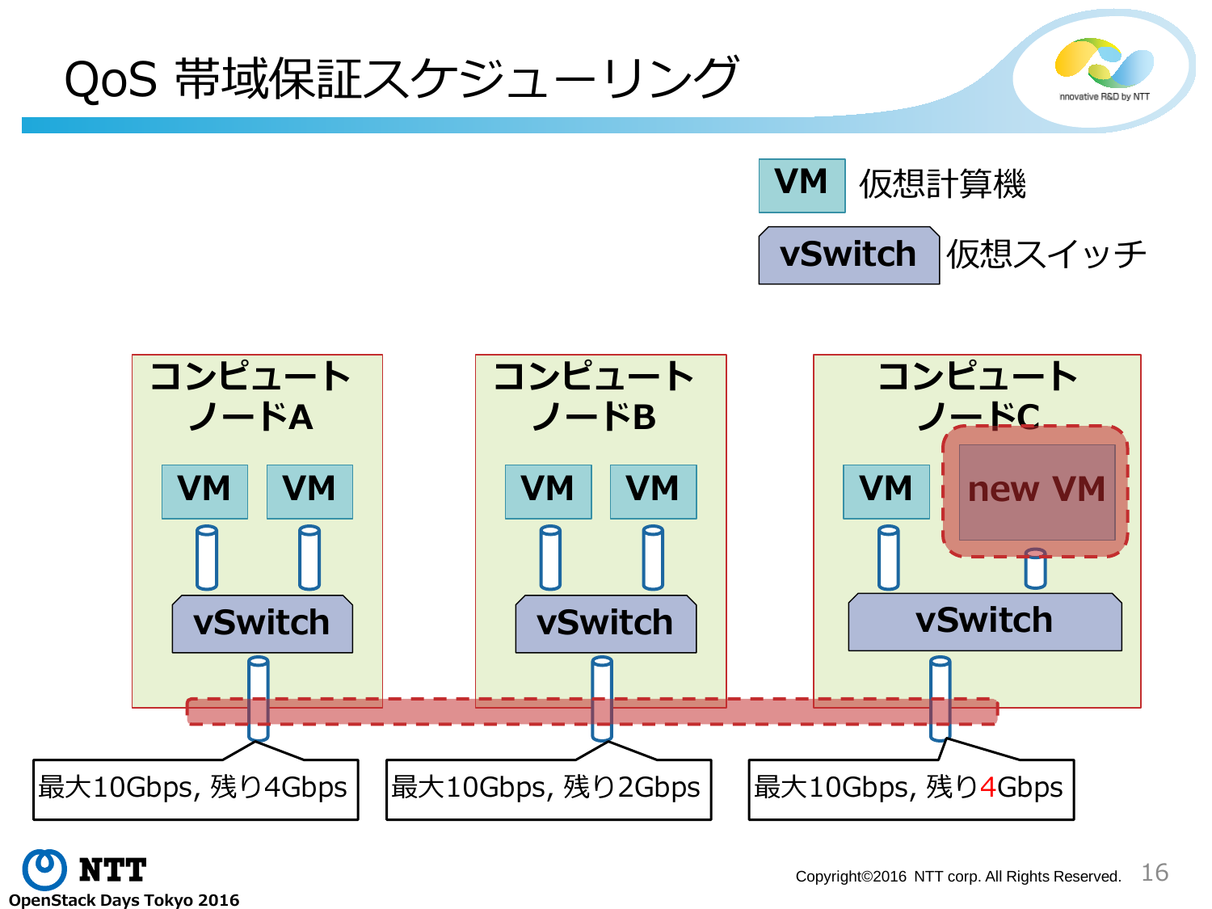# QoS 帯域保証スケジューリング

VM 仮想計算機

vSwitch 仮想スイッチ

コンピュートノードA

VM VM

vSwitch

最大10Gbps, 残り4Gbps

コンピュートノードB

VM VM

vSwitch

最大10Gbps, 残り2Gbps

コンピュートノードC

VM new VM

vSwitch

最大10Gbps, 残り4Gbps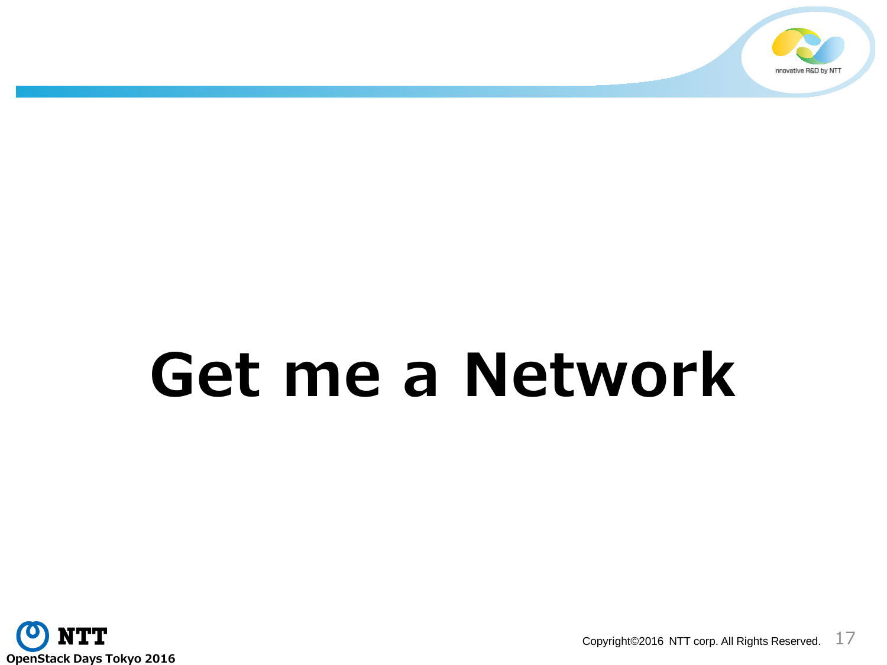# Get me a Network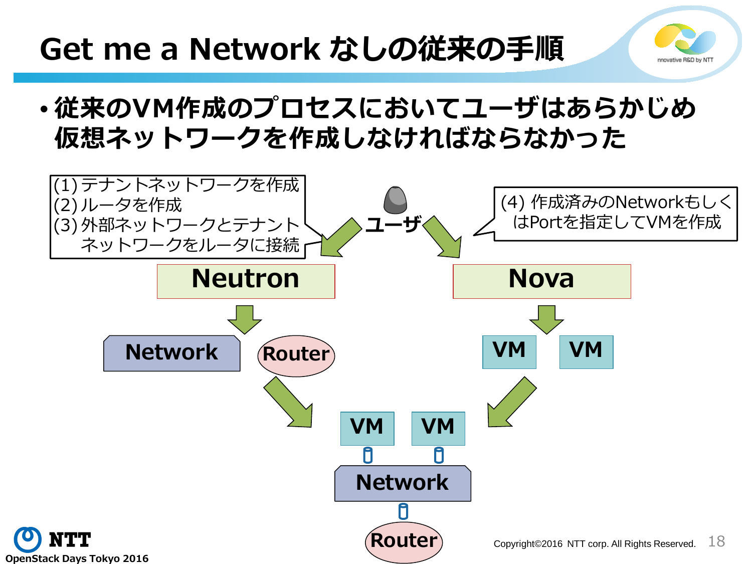# Get me a Network なしの従来の手順

- 従来のVM作成のプロセスにおいてユーザはあらかじめ仮想ネットワークを作成しなければならなかった

(1) テナントネットワークを作成
(2) ルータを作成
(3) 外部ネットワークとテナントネットワークをルータに接続

ユーザ

(4) 作成済みのNetworkもしくはPortを指定してVMを作成

Neutron

Nova

Network

Router

VM

VM

VM

VM

Network

Router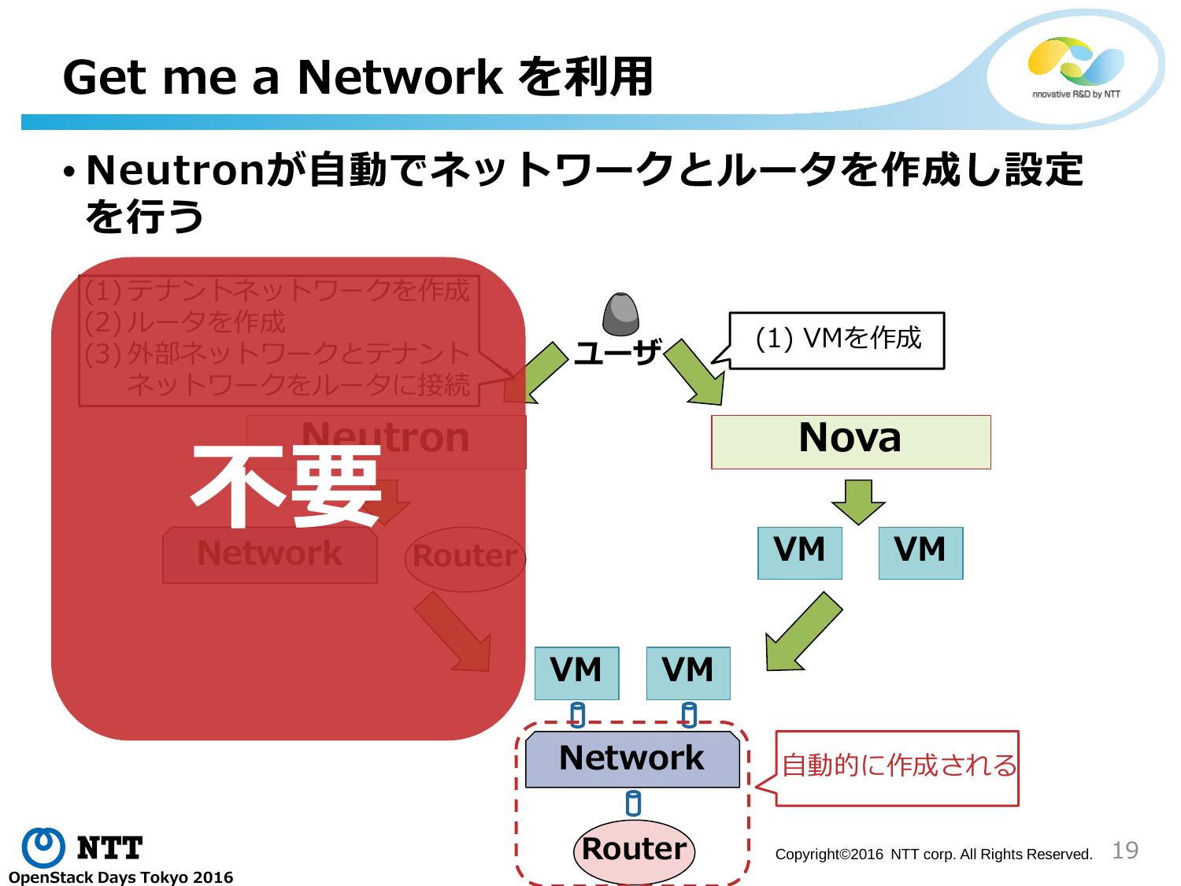# Get me a Network を利用

- Neutronが自動でネットワークとルータを作成し設定を行う

(1)テナントネットワークを作成
(2)ルータを作成
(3)外部ネットワークとテナントネットワークをルータに接続

Neutron

不要

Network

Router

ユーザ

(1) VMを作成

Nova

VM　VM

VM　VM

Network

Router

自動的に作成される

OpenStack Days Tokyo 2016

Copyright©2016 NTT corp. All Rights Reserved.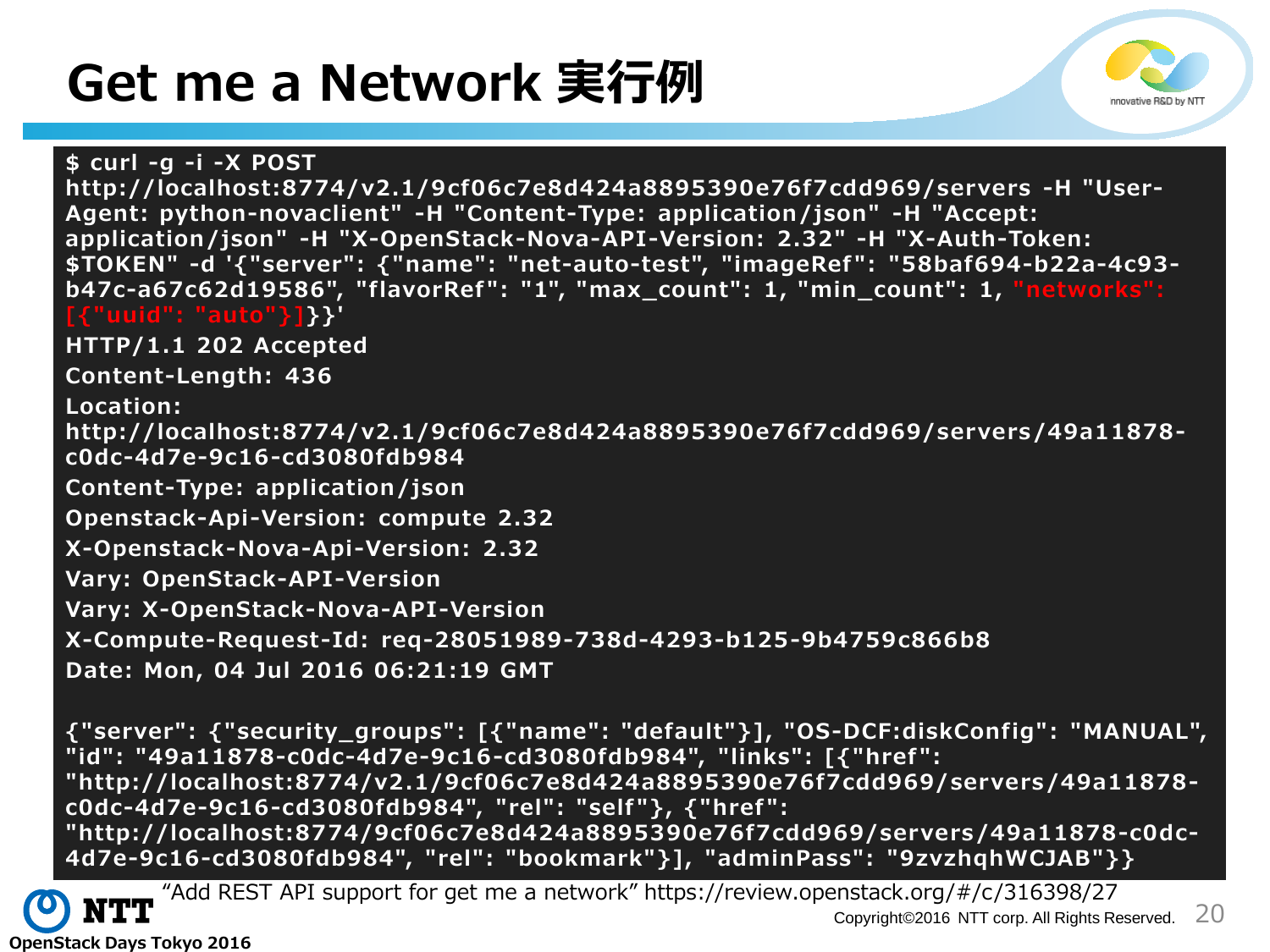# Get me a Network 実行例

```
$ curl -g -i -X POST
http://localhost:8774/v2.1/9cf06c7e8d424a8895390e76f7cdd969/servers -H "User-Agent: python-novaclient" -H "Content-Type: application/json" -H "Accept: application/json" -H "X-OpenStack-Nova-API-Version: 2.32" -H "X-Auth-Token: $TOKEN" -d '{"server": {"name": "net-auto-test", "imageRef": "58baf694-b22a-4c93-b47c-a67c62d19586", "flavorRef": "1", "max_count": 1, "min_count": 1, "networks": [{"uuid": "auto"}]}}'
HTTP/1.1 202 Accepted
Content-Length: 436
Location:
http://localhost:8774/v2.1/9cf06c7e8d424a8895390e76f7cdd969/servers/49a11878-c0dc-4d7e-9c16-cd3080fdb984
Content-Type: application/json
Openstack-Api-Version: compute 2.32
X-Openstack-Nova-Api-Version: 2.32
Vary: OpenStack-API-Version
Vary: X-OpenStack-Nova-API-Version
X-Compute-Request-Id: req-28051989-738d-4293-b125-9b4759c866b8
Date: Mon, 04 Jul 2016 06:21:19 GMT

{"server": {"security_groups": [{"name": "default"}], "OS-DCF:diskConfig": "MANUAL", "id": "49a11878-c0dc-4d7e-9c16-cd3080fdb984", "links": [{"href": "http://localhost:8774/v2.1/9cf06c7e8d424a8895390e76f7cdd969/servers/49a11878-c0dc-4d7e-9c16-cd3080fdb984", "rel": "self"}, {"href": "http://localhost:8774/9cf06c7e8d424a8895390e76f7cdd969/servers/49a11878-c0dc-4d7e-9c16-cd3080fdb984", "rel": "bookmark"}], "adminPass": "9zvzhqhWCJAB"}}
```

“Add REST API support for get me a network” https://review.openstack.org/#/c/316398/27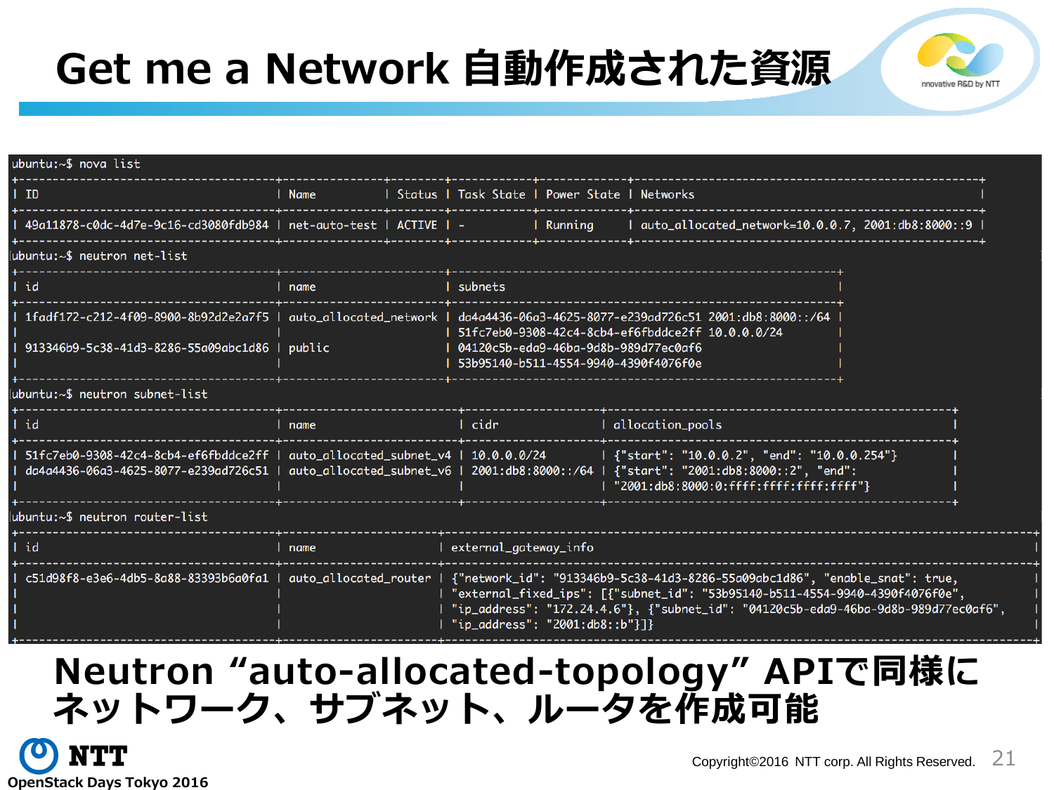# Get me a Network 自動作成された資源

```
ubuntu:~$ nova list
+--------------------------------------+---------------+--------+------------+-------------+------------------------------------------------+
| ID                                   | Name          | Status | Task State | Power State | Networks                                       |
+--------------------------------------+---------------+--------+------------+-------------+------------------------------------------------+
| 49a11878-c0dc-4d7e-9c16-cd3080fdb984 | net-auto-test | ACTIVE | -          | Running     | auto_allocated_network=10.0.0.7, 2001:db8:8000::9 |
+--------------------------------------+---------------+--------+------------+-------------+------------------------------------------------+
ubuntu:~$ neutron net-list
+--------------------------------------+------------------------+------------------------------------------------------+
| id                                   | name                   | subnets                                              |
+--------------------------------------+------------------------+------------------------------------------------------+
| 1fadf172-c212-4f09-8900-8b92d2e2a7f5 | auto_allocated_network | da4a4436-06a3-4625-8077-e239ad726c51 2001:db8:8000::/64 |
|                                      |                        | 51fc7eb0-9308-42c4-8cb4-ef6fbddce2ff 10.0.0.0/24     |
| 913346b9-5c38-41d3-8286-55a09abc1d86 | public                 | 04120c5b-eda9-46ba-9d8b-989d77ec0af6                 |
|                                      |                        | 53b95140-b511-4554-9940-4390f4076f0e                 |
+--------------------------------------+------------------------+------------------------------------------------------+
ubuntu:~$ neutron subnet-list
+--------------------------------------+-------------------------+-------------------+------------------------------------------------+
| id                                   | name                    | cidr              | allocation_pools                               |
+--------------------------------------+-------------------------+-------------------+------------------------------------------------+
| 51fc7eb0-9308-42c4-8cb4-ef6fbddce2ff | auto_allocated_subnet_v4 | 10.0.0.0/24      | {"start": "10.0.0.2", "end": "10.0.0.254"}     |
| da4a4436-06a3-4625-8077-e239ad726c51 | auto_allocated_subnet_v6 | 2001:db8:8000::/64 | {"start": "2001:db8:8000::2", "end":         |
|                                      |                         |                   | "2001:db8:8000:0:ffff:ffff:ffff:ffff"}         |
+--------------------------------------+-------------------------+-------------------+------------------------------------------------+
ubuntu:~$ neutron router-list
+--------------------------------------+-----------------------+---------------------------------------------------------------------------+
| id                                   | name                  | external_gateway_info                                                     |
+--------------------------------------+-----------------------+---------------------------------------------------------------------------+
| c51d98f8-e3e6-4db5-8a88-83393b6a0fa1 | auto_allocated_router | {"network_id": "913346b9-5c38-41d3-8286-55a09abc1d86", "enable_snat": true, |
|                                      |                       | "external_fixed_ips": [{"subnet_id": "53b95140-b511-4554-9940-4390f4076f0e", |
|                                      |                       | "ip_address": "172.24.4.6"}, {"subnet_id": "04120c5b-eda9-46ba-9d8b-989d77ec0af6", |
|                                      |                       | "ip_address": "2001:db8::b"}]}                                            |
+--------------------------------------+-----------------------+---------------------------------------------------------------------------+
```

**Neutron "auto-allocated-topology" APIで同様にネットワーク、サブネット、ルータを作成可能**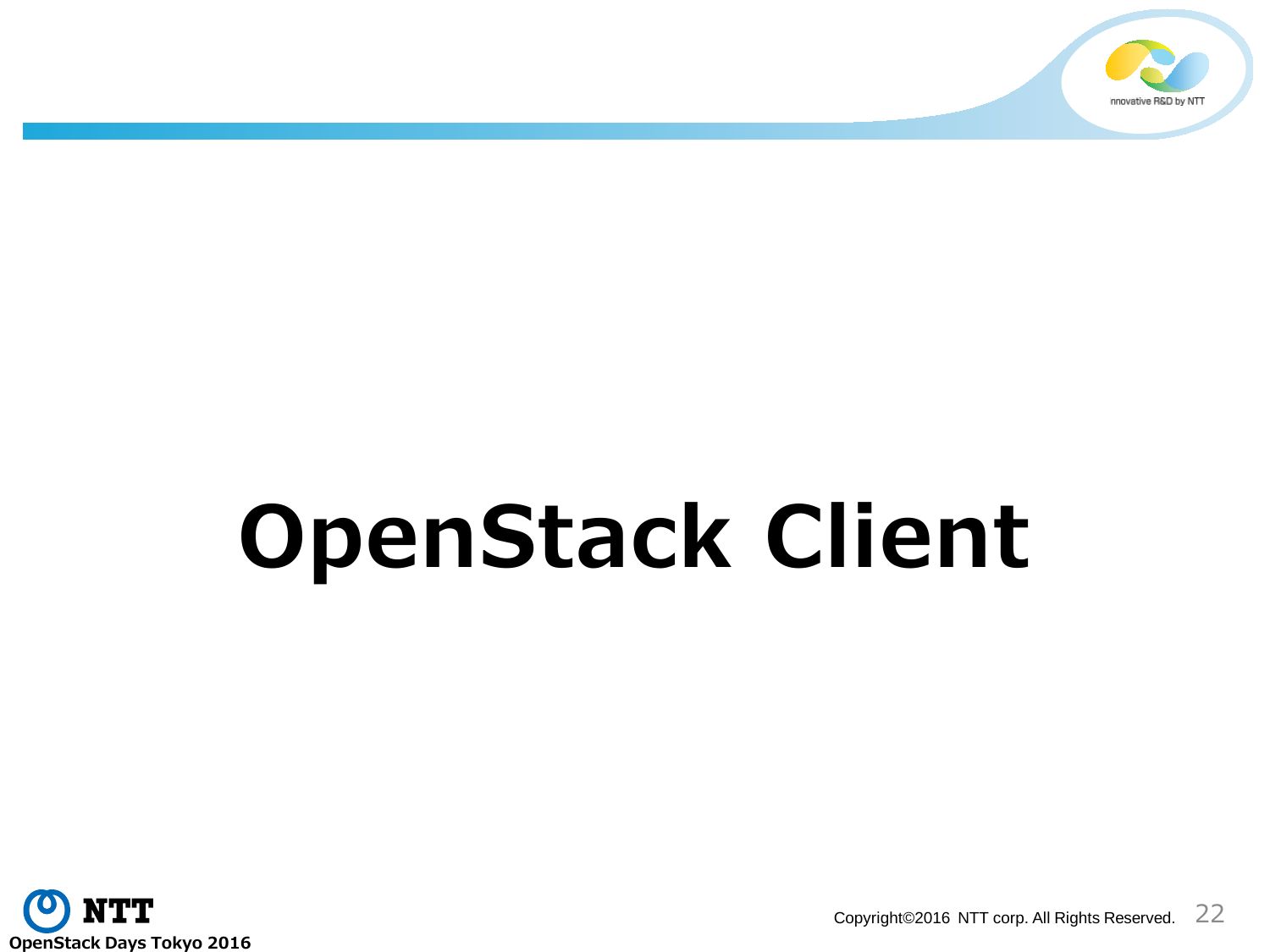# OpenStack Client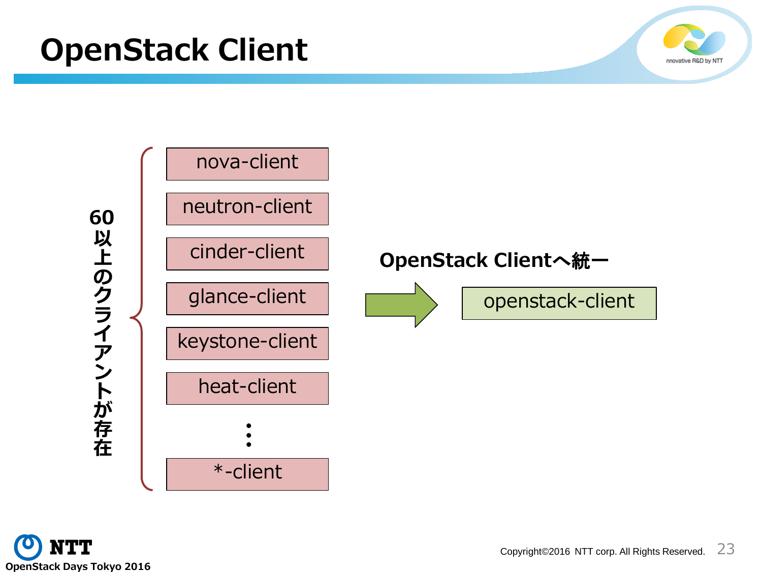# OpenStack Client

60以上のクライアントが存在

- nova-client
- neutron-client
- cinder-client
- glance-client
- keystone-client
- heat-client
- ⋮
- *-client

**OpenStack Clientへ統一**

→ openstack-client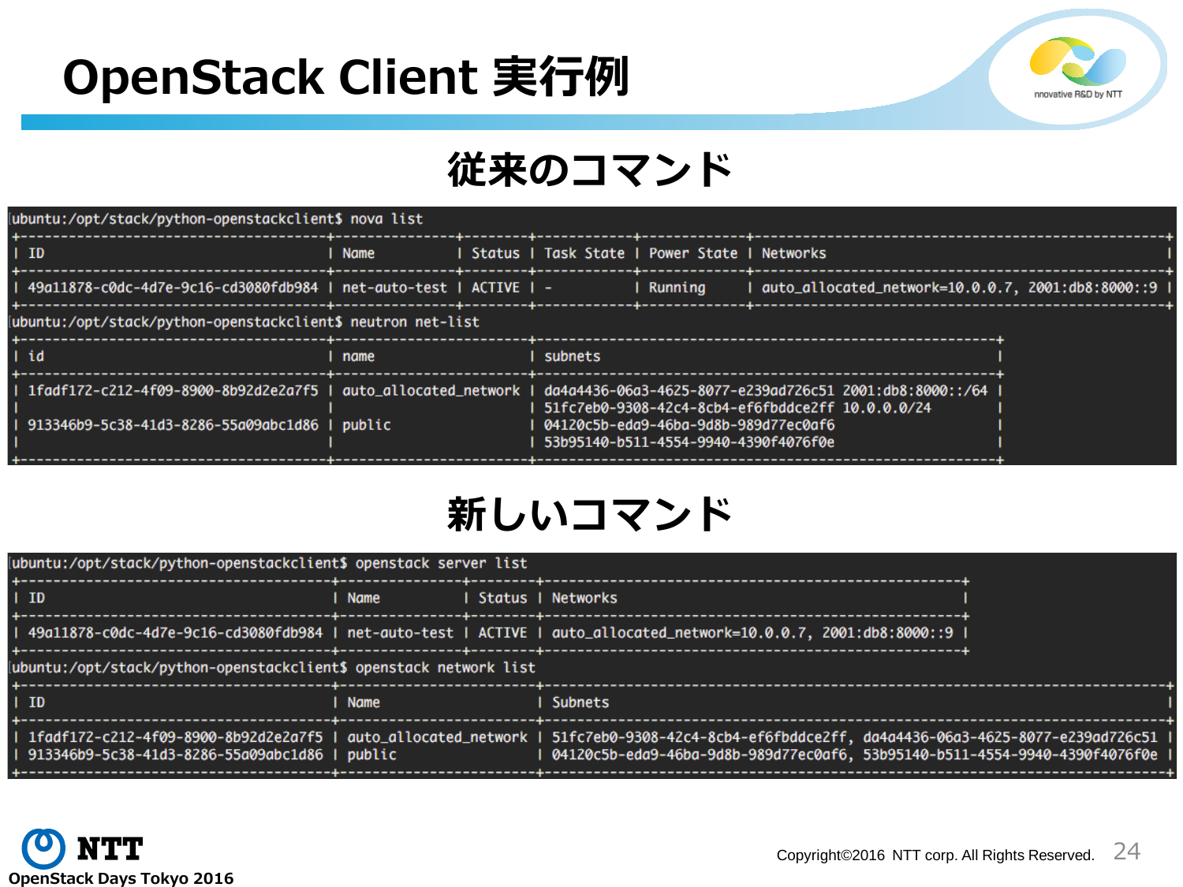# OpenStack Client 実行例

## 従来のコマンド

```
ubuntu:/opt/stack/python-openstackclient$ nova list
+--------------------------------------+---------------+--------+------------+-------------+-------------------------------------------------+
| ID                                   | Name          | Status | Task State | Power State | Networks                                        |
+--------------------------------------+---------------+--------+------------+-------------+-------------------------------------------------+
| 49a11878-c0dc-4d7e-9c16-cd3080fdb984 | net-auto-test | ACTIVE | -          | Running     | auto_allocated_network=10.0.0.7, 2001:db8:8000::9 |
+--------------------------------------+---------------+--------+------------+-------------+-------------------------------------------------+
ubuntu:/opt/stack/python-openstackclient$ neutron net-list
+--------------------------------------+------------------------+---------------------------------------------------------+
| id                                   | name                   | subnets                                                 |
+--------------------------------------+------------------------+---------------------------------------------------------+
| 1fadf172-c212-4f09-8900-8b92d2e2a7f5 | auto_allocated_network | da4a4436-06a3-4625-8077-e239ad726c51 2001:db8:8000::/64 |
|                                      |                        | 51fc7eb0-9308-42c4-8cb4-ef6fbddce2ff 10.0.0.0/24        |
| 913346b9-5c38-41d3-8286-55a09abc1d86 | public                 | 04120c5b-eda9-46ba-9d8b-989d77ec0af6                    |
|                                      |                        | 53b95140-b511-4554-9940-4390f4076f0e                    |
+--------------------------------------+------------------------+---------------------------------------------------------+
```

## 新しいコマンド

```
ubuntu:/opt/stack/python-openstackclient$ openstack server list
+--------------------------------------+---------------+--------+---------------------------------------------------+
| ID                                   | Name          | Status | Networks                                          |
+--------------------------------------+---------------+--------+---------------------------------------------------+
| 49a11878-c0dc-4d7e-9c16-cd3080fdb984 | net-auto-test | ACTIVE | auto_allocated_network=10.0.0.7, 2001:db8:8000::9 |
+--------------------------------------+---------------+--------+---------------------------------------------------+
ubuntu:/opt/stack/python-openstackclient$ openstack network list
+--------------------------------------+------------------------+----------------------------------------------------------------------------+
| ID                                   | Name                   | Subnets                                                                    |
+--------------------------------------+------------------------+----------------------------------------------------------------------------+
| 1fadf172-c212-4f09-8900-8b92d2e2a7f5 | auto_allocated_network | 51fc7eb0-9308-42c4-8cb4-ef6fbddce2ff, da4a4436-06a3-4625-8077-e239ad726c51 |
| 913346b9-5c38-41d3-8286-55a09abc1d86 | public                 | 04120c5b-eda9-46ba-9d8b-989d77ec0af6, 53b95140-b511-4554-9940-4390f4076f0e |
+--------------------------------------+------------------------+----------------------------------------------------------------------------+
```

Copyright©2016 NTT corp. All Rights Reserved.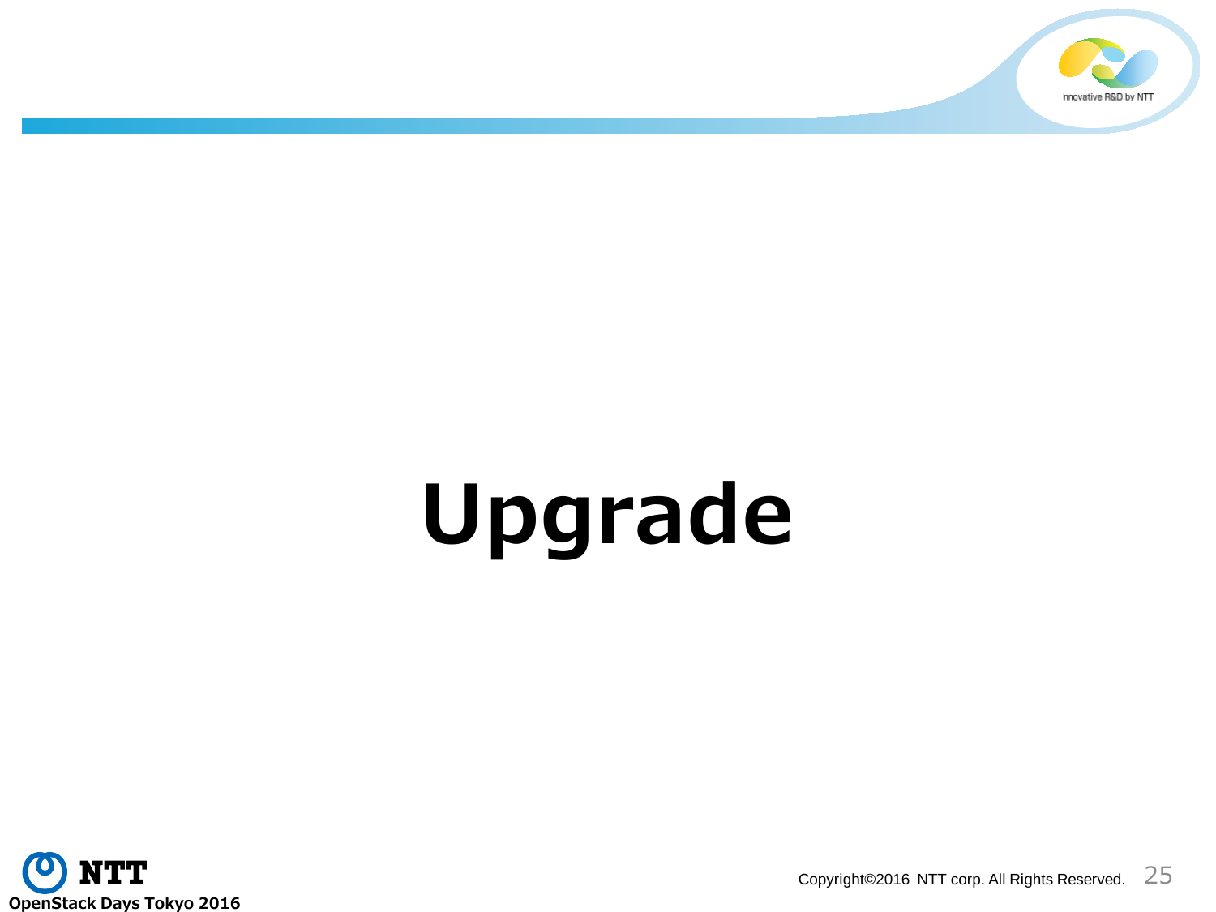# Upgrade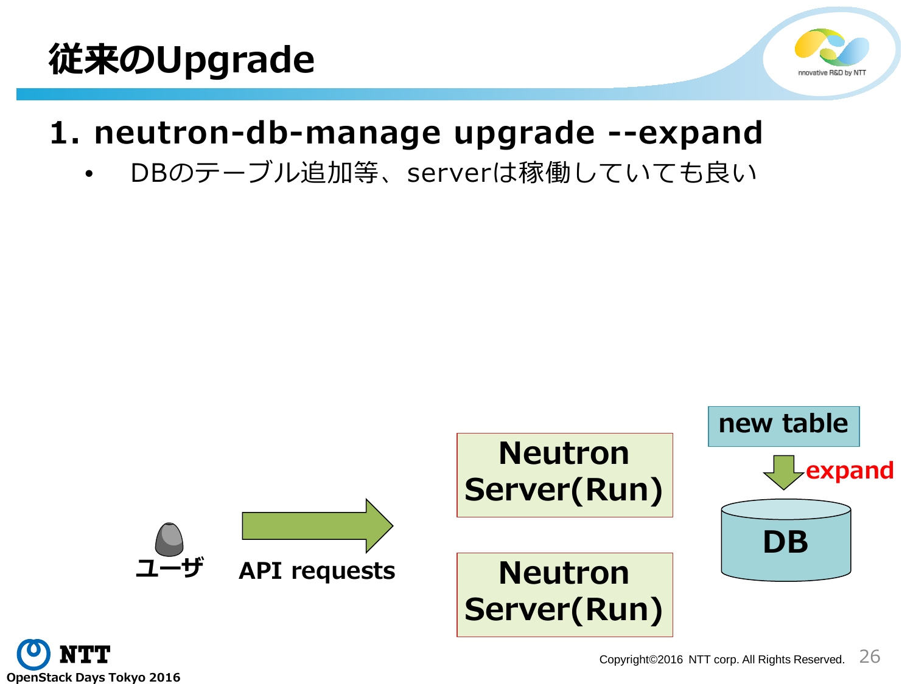# 従来のUpgrade

## 1. neutron-db-manage upgrade --expand

- DBのテーブル追加等、serverは稼働していても良い

new table

expand

DB

Neutron Server(Run)

Neutron Server(Run)

ユーザ

API requests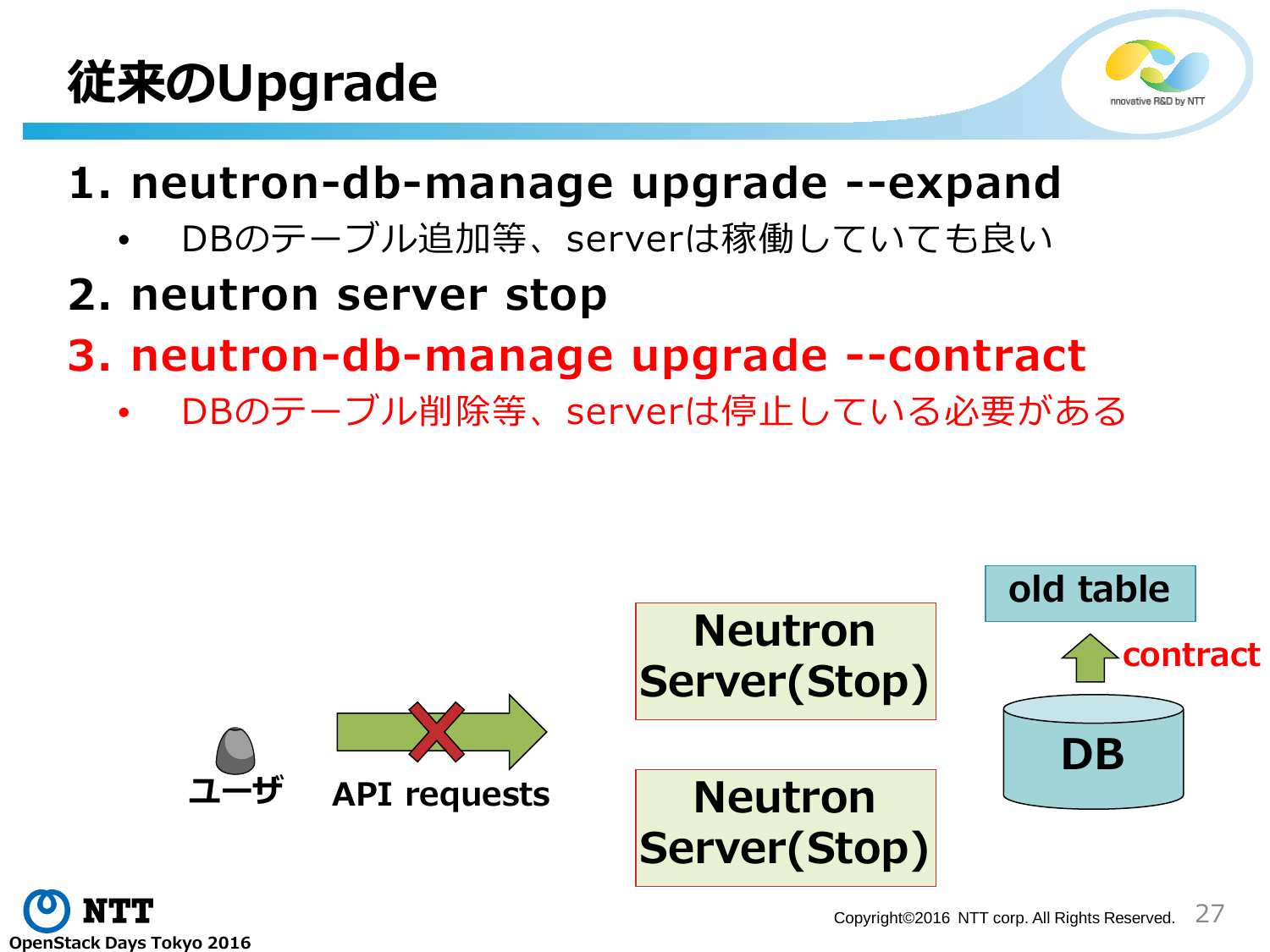# 従来のUpgrade

1. **neutron-db-manage upgrade --expand**
   - DBのテーブル追加等、serverは稼働していても良い
2. **neutron server stop**
3. **neutron-db-manage upgrade --contract**
   - DBのテーブル削除等、serverは停止している必要がある

ユーザ

API requests

Neutron Server(Stop)

Neutron Server(Stop)

old table

contract

DB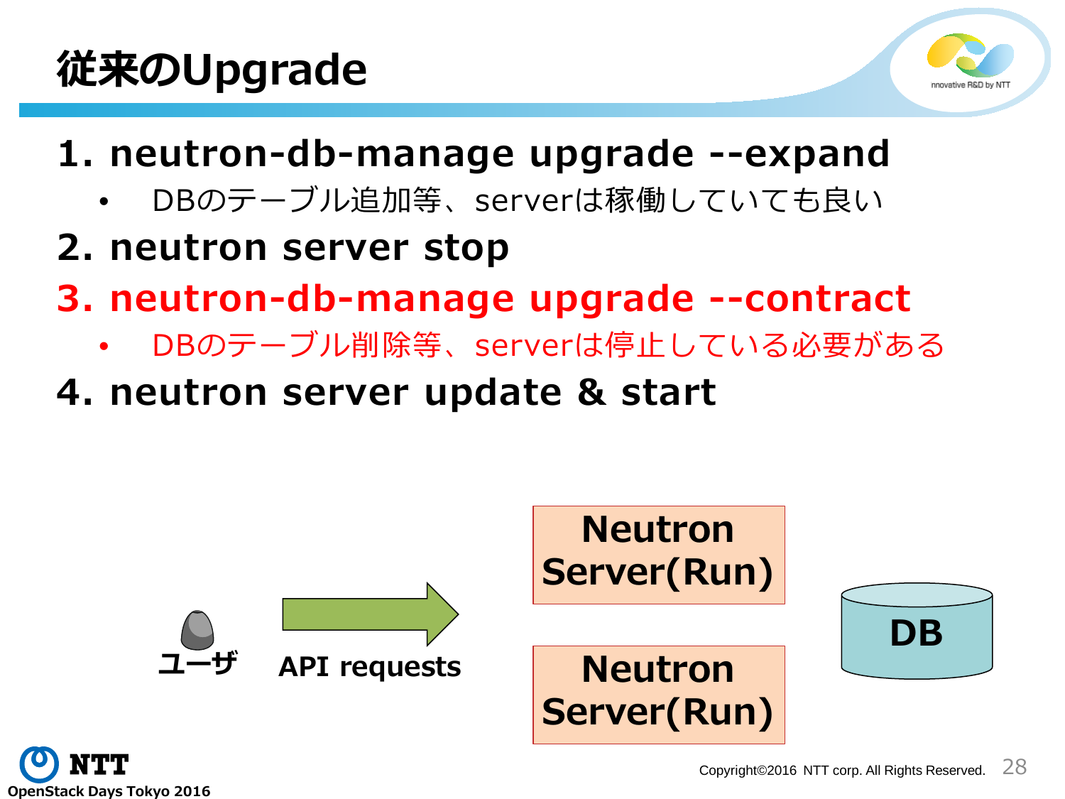# 従来のUpgrade

1. **neutron-db-manage upgrade --expand**
   - DBのテーブル追加等、serverは稼働していても良い
2. **neutron server stop**
3. **neutron-db-manage upgrade --contract**
   - DBのテーブル削除等、serverは停止している必要がある
4. **neutron server update & start**

ユーザ

API requests

Neutron Server(Run)

Neutron Server(Run)

DB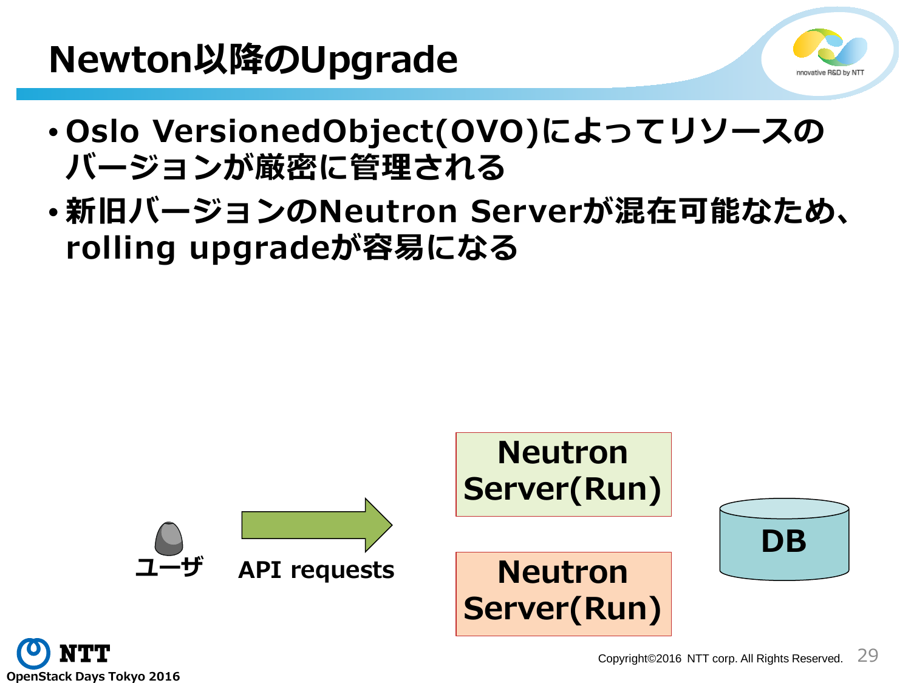# Newton以降のUpgrade

- Oslo VersionedObject(OVO)によってリソースのバージョンが厳密に管理される
- 新旧バージョンのNeutron Serverが混在可能なため、rolling upgradeが容易になる

ユーザ

API requests

Neutron Server(Run)

Neutron Server(Run)

DB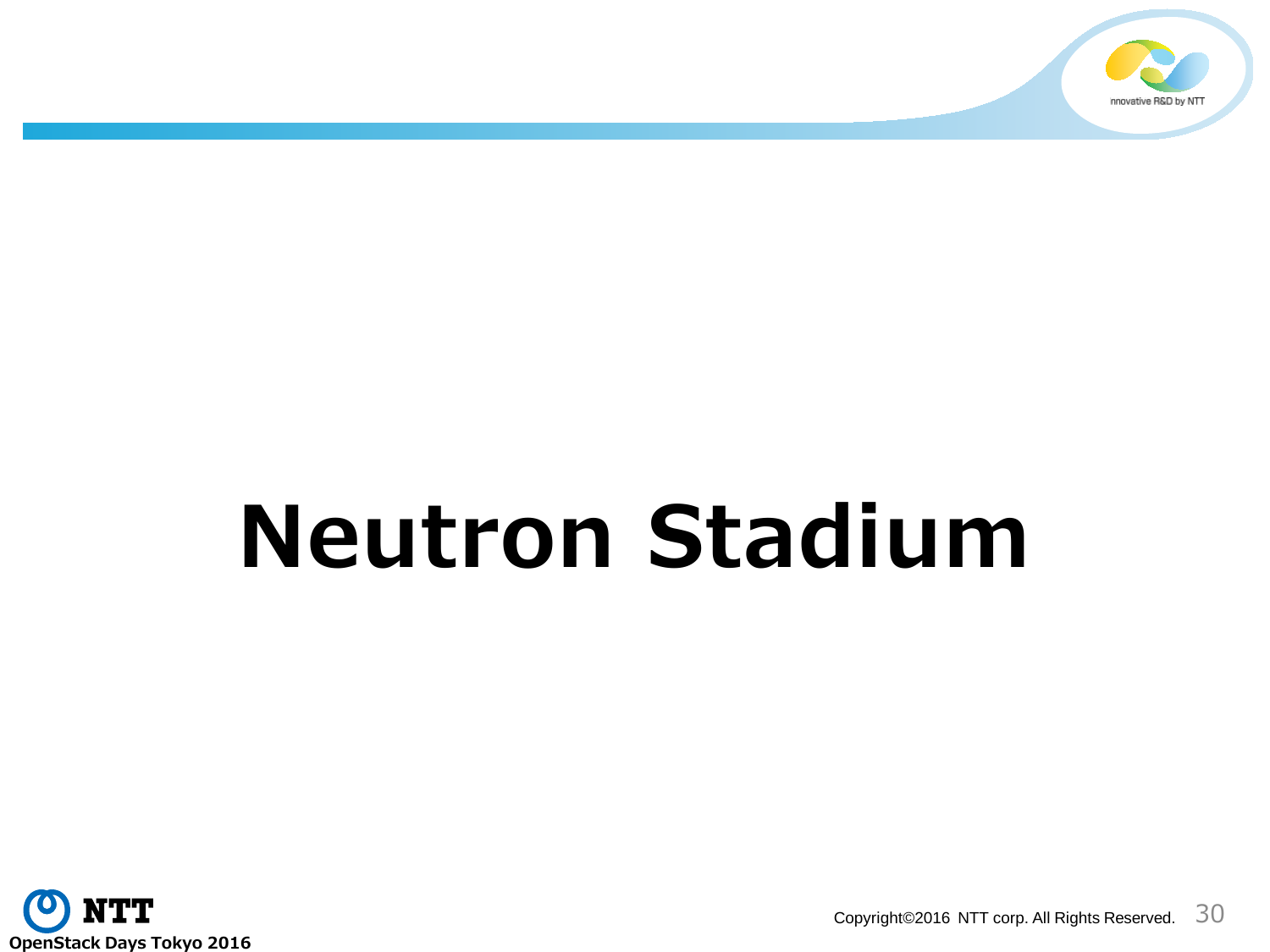# Neutron Stadium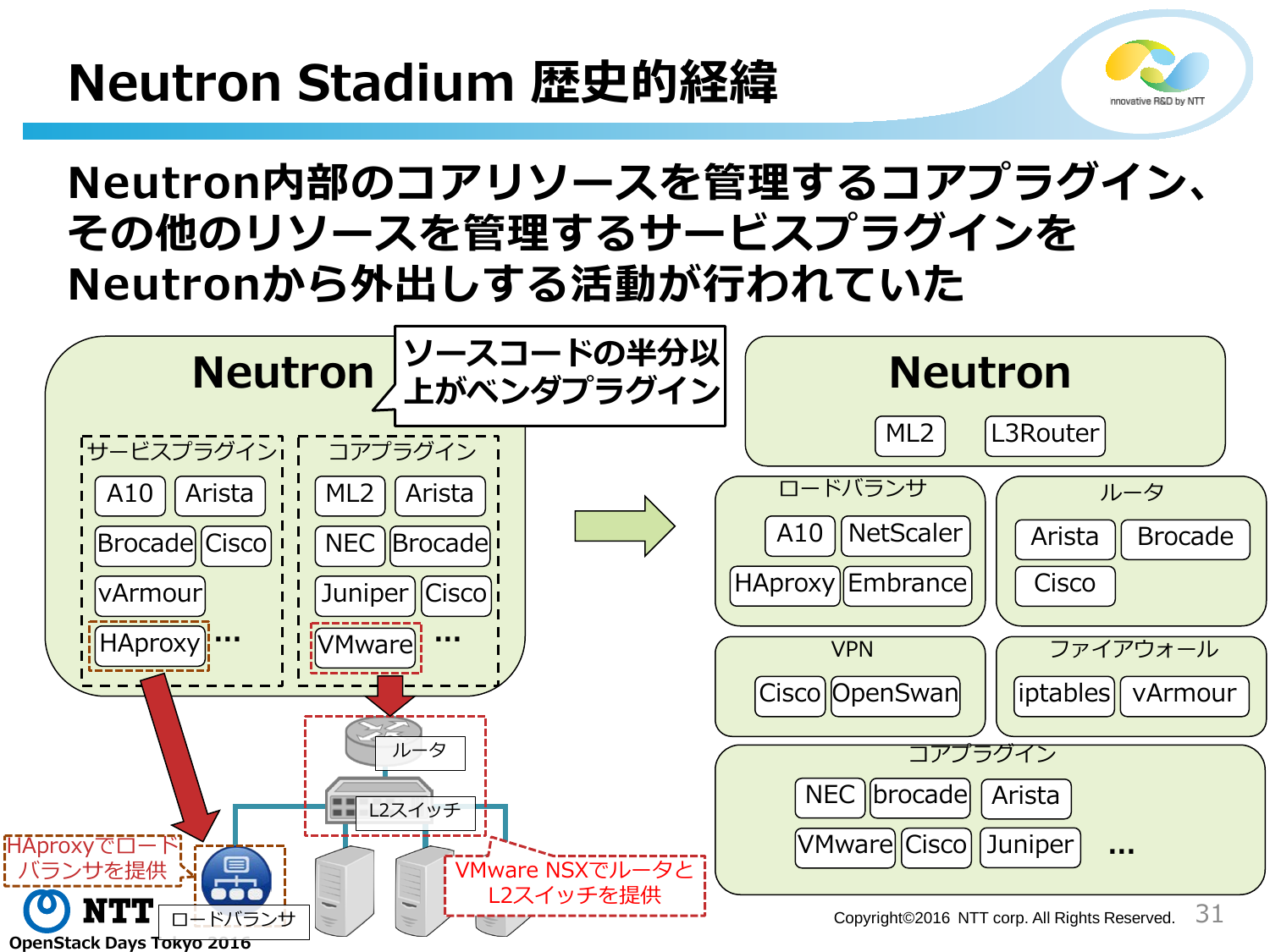# Neutron Stadium 歴史的経緯

## Neutron内部のコアリソースを管理するコアプラグイン、その他のリソースを管理するサービスプラグインをNeutronから外出しする活動が行われていた

**Neutron**

ソースコードの半分以上がベンダプラグイン

サービスプラグイン
- A10
- Arista
- Brocade
- Cisco
- vArmour
- HAproxy
- …

コアプラグイン
- ML2
- Arista
- NEC
- Brocade
- Juniper
- Cisco
- VMware
- …

ルータ

L2スイッチ

ロードバランサ

HAproxyでロードバランサを提供

VMware NSXでルータとL2スイッチを提供

→

**Neutron**
- ML2
- L3Router

ロードバランサ
- A10
- NetScaler
- HAproxy
- Embrance

ルータ
- Arista
- Brocade
- Cisco

VPN
- Cisco
- OpenSwan

ファイアウォール
- iptables
- vArmour

コアプラグイン
- NEC
- brocade
- Arista
- VMware
- Cisco
- Juniper
- …

OpenStack Days Tokyo 2016

Copyright©2016 NTT corp. All Rights Reserved.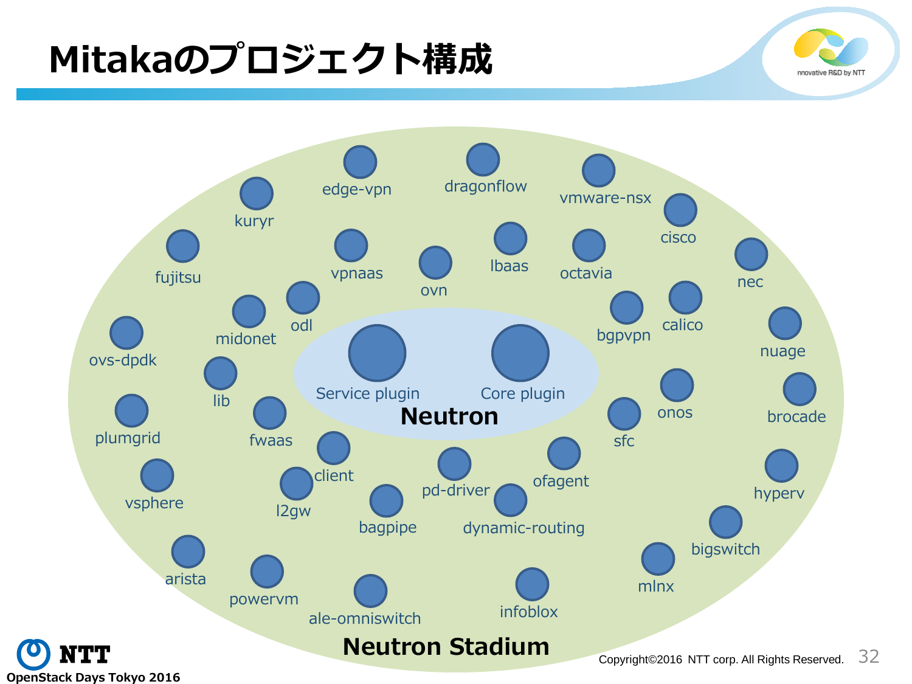# Mitakaのプロジェクト構成

Neutron Stadium

- Neutron
  - Service plugin
  - Core plugin

- kuryr
- edge-vpn
- dragonflow
- vmware-nsx
- cisco
- fujitsu
- vpnaas
- ovn
- lbaas
- octavia
- nec
- midonet
- odl
- bgpvpn
- calico
- ovs-dpdk
- nuage
- lib
- onos
- brocade
- plumgrid
- fwaas
- sfc
- client
- ofagent
- pd-driver
- vsphere
- l2gw
- bagpipe
- dynamic-routing
- hyperv
- bigswitch
- arista
- powervm
- ale-omniswitch
- infoblox
- mlnx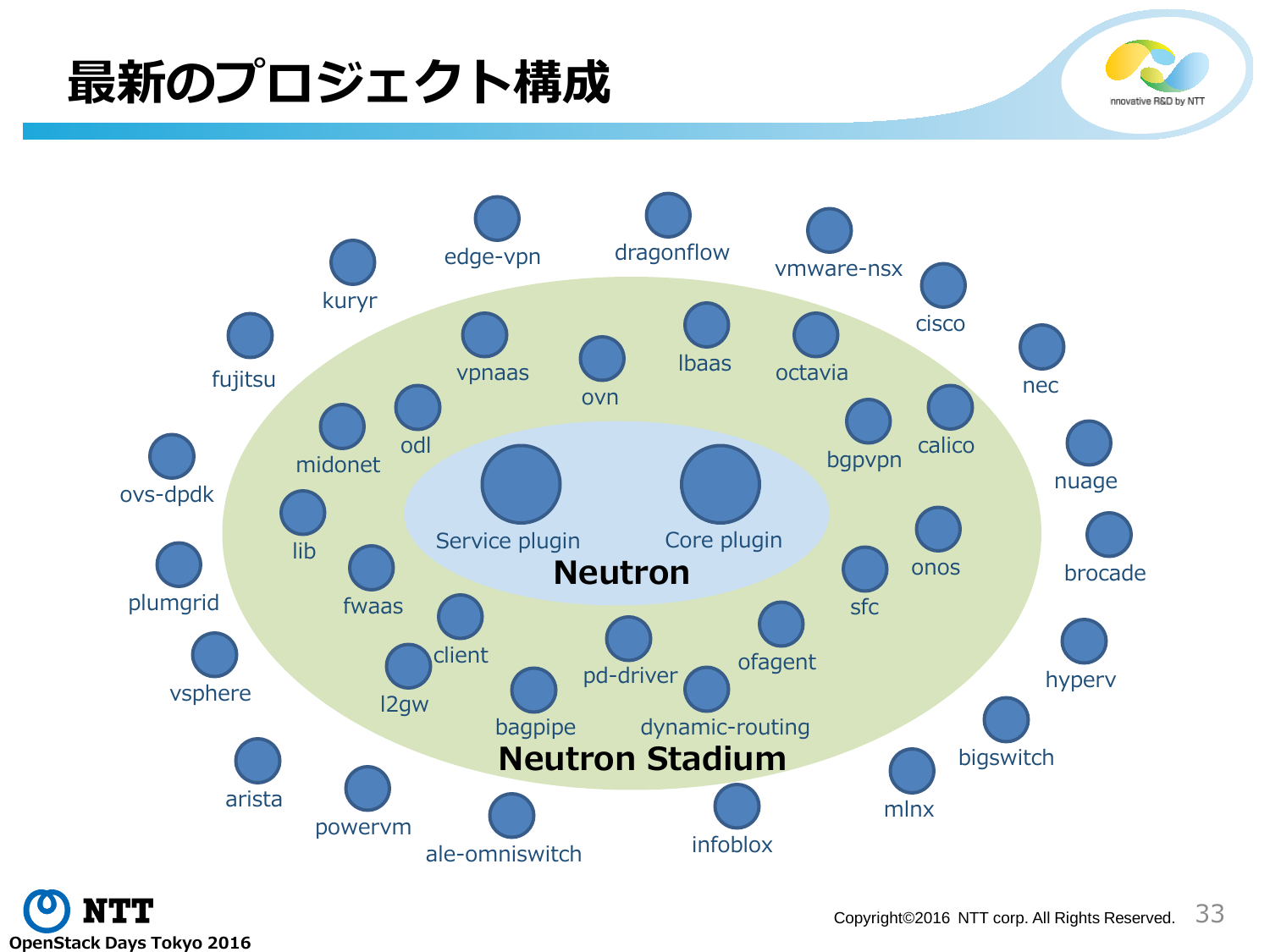# 最新のプロジェクト構成

**Neutron**

- Service plugin
- Core plugin

**Neutron Stadium**

- vpnaas
- ovn
- lbaas
- octavia
- odl
- midonet
- bgpvpn
- calico
- lib
- fwaas
- onos
- sfc
- client
- pd-driver
- ofagent
- l2gw
- bagpipe
- dynamic-routing

**Outside Neutron Stadium**

- edge-vpn
- dragonflow
- vmware-nsx
- kuryr
- cisco
- fujitsu
- nec
- ovs-dpdk
- nuage
- plumgrid
- brocade
- vsphere
- hyperv
- bigswitch
- arista
- powervm
- ale-omniswitch
- infoblox
- mlnx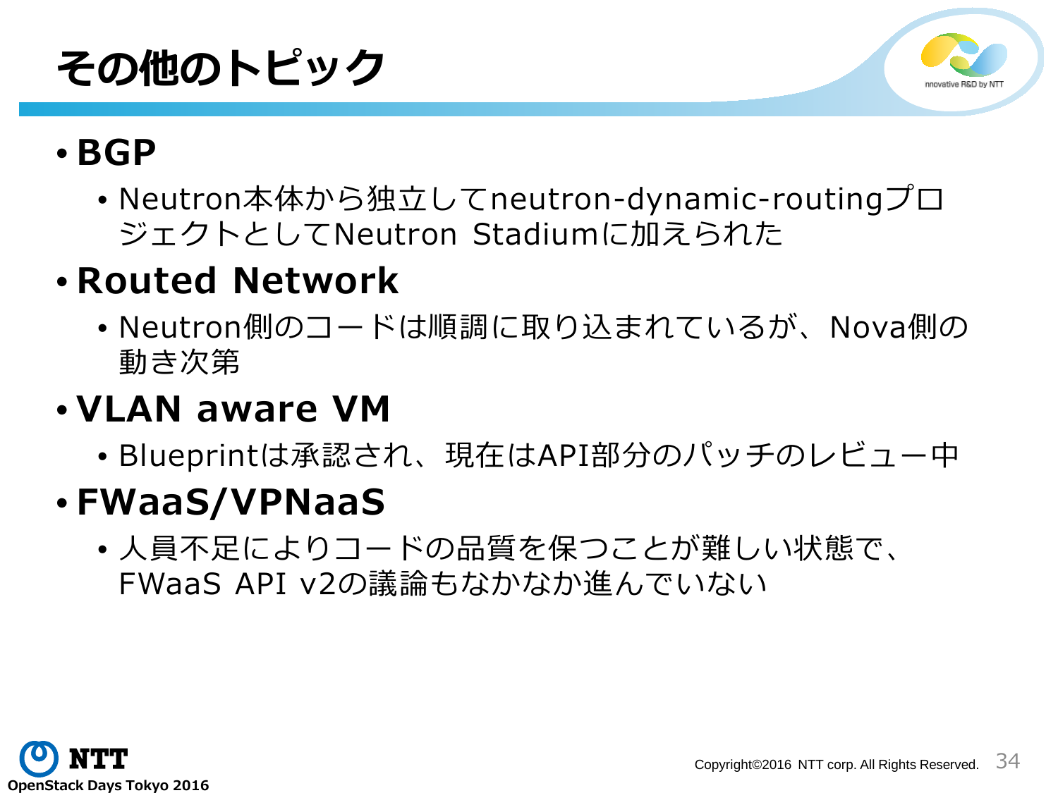# その他のトピック

- **BGP**
  - Neutron本体から独立してneutron-dynamic-routingプロジェクトとしてNeutron Stadiumに加えられた
- **Routed Network**
  - Neutron側のコードは順調に取り込まれているが、Nova側の動き次第
- **VLAN aware VM**
  - Blueprintは承認され、現在はAPI部分のパッチのレビュー中
- **FWaaS/VPNaaS**
  - 人員不足によりコードの品質を保つことが難しい状態で、FWaaS API v2の議論もなかなか進んでいない